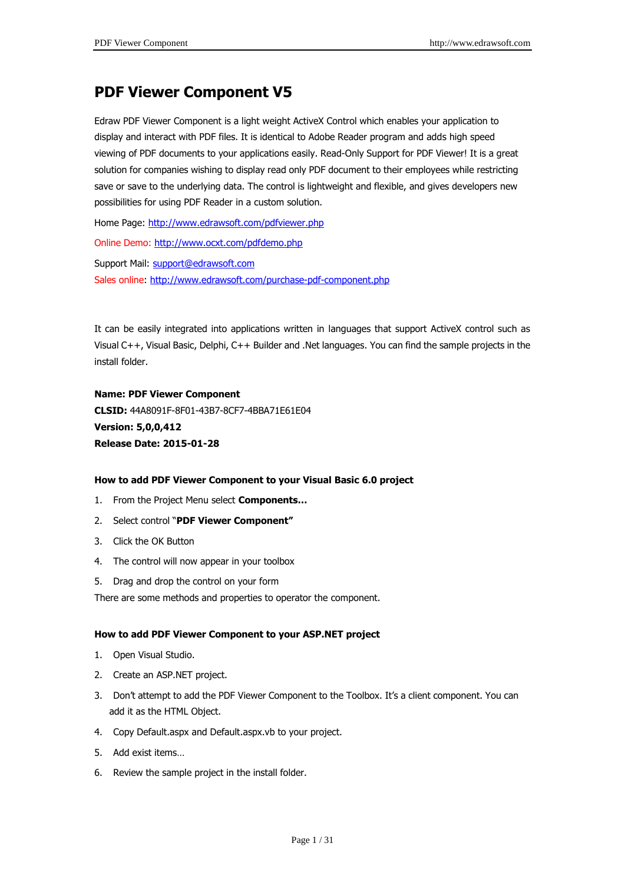# PDF Viewer Component V5

Edraw PDF Viewer Component is a light weight ActiveX Control which enables your application to display and interact with PDF files. It is identical to Adobe Reader program and adds high speed viewing of PDF documents to your applications easily. Read-Only Support for PDF Viewer! It is a great solution for companies wishing to display read only PDF document to their employees while restricting save or save to the underlying data. The control is lightweight and flexible, and gives developers new possibilities for using PDF Reader in a custom solution.

Home Page: http://www.edrawsoft.com/pdfviewer.php

Online Demo: http://www.ocxt.com/pdfdemo.php

Support Mail: support@edrawsoft.com

Sales online: http://www.edrawsoft.com/purchase-pdf-component.php

It can be easily integrated into applications written in languages that support ActiveX control such as Visual C++, Visual Basic, Delphi, C++ Builder and .Net languages. You can find the sample projects in the install folder.

**Name: PDF Viewer Component**
**CLSID:** 44A8091F-8F01-43B7-8CF7-4BBA71E61E04
**Version: 5,0,0,412**
**Release Date: 2015-01-28**

### How to add PDF Viewer Component to your Visual Basic 6.0 project

1. From the Project Menu select **Components…**
2. Select control "**PDF Viewer Component"**
3. Click the OK Button
4. The control will now appear in your toolbox
5. Drag and drop the control on your form

There are some methods and properties to operator the component.

### How to add PDF Viewer Component to your ASP.NET project

1. Open Visual Studio.
2. Create an ASP.NET project.
3. Don't attempt to add the PDF Viewer Component to the Toolbox. It's a client component. You can add it as the HTML Object.
4. Copy Default.aspx and Default.aspx.vb to your project.
5. Add exist items…
6. Review the sample project in the install folder.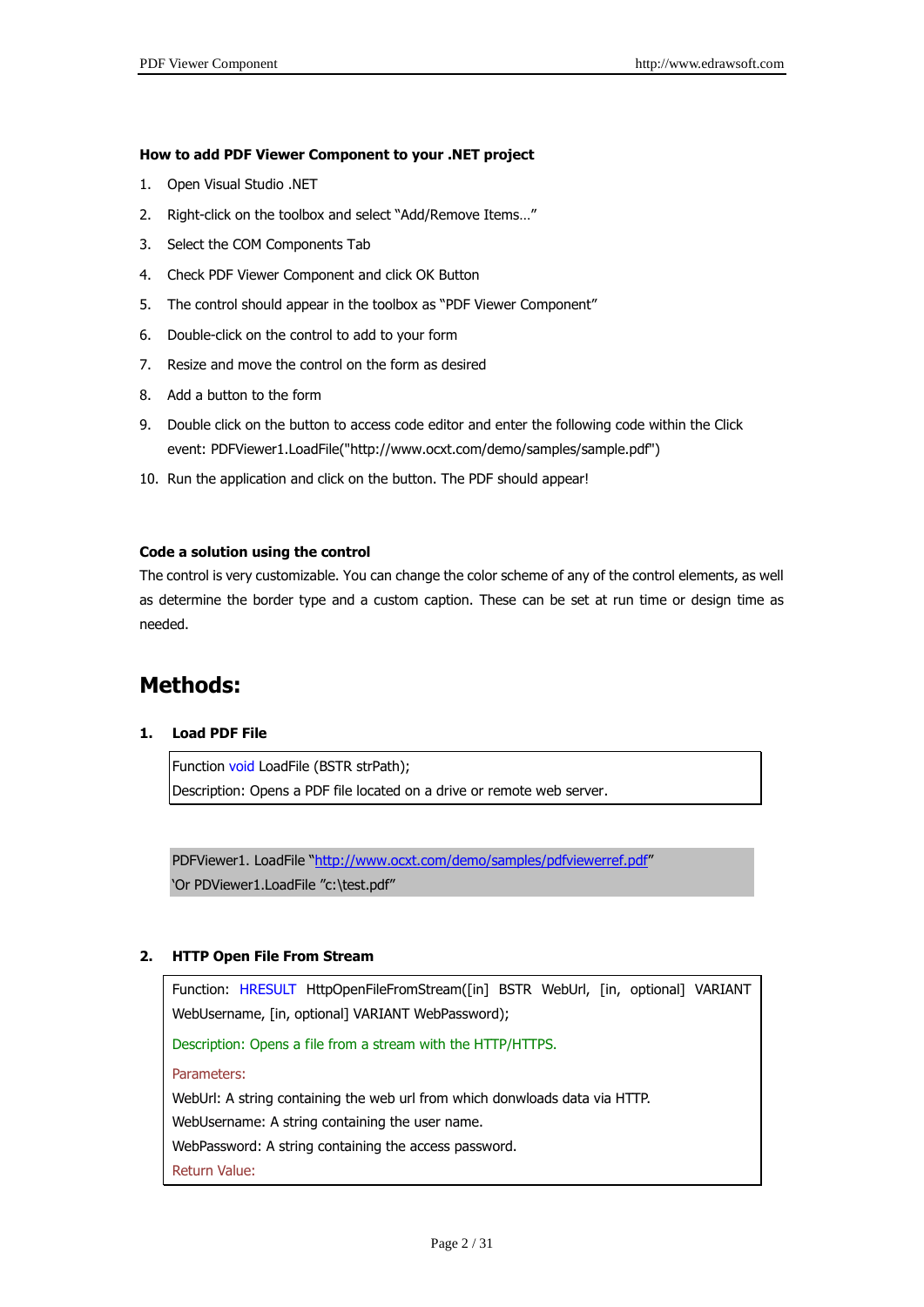**How to add PDF Viewer Component to your .NET project**

1. Open Visual Studio .NET
2. Right-click on the toolbox and select "Add/Remove Items…"
3. Select the COM Components Tab
4. Check PDF Viewer Component and click OK Button
5. The control should appear in the toolbox as "PDF Viewer Component"
6. Double-click on the control to add to your form
7. Resize and move the control on the form as desired
8. Add a button to the form
9. Double click on the button to access code editor and enter the following code within the Click event: PDFViewer1.LoadFile("http://www.ocxt.com/demo/samples/sample.pdf")
10. Run the application and click on the button. The PDF should appear!

**Code a solution using the control**

The control is very customizable. You can change the color scheme of any of the control elements, as well as determine the border type and a custom caption. These can be set at run time or design time as needed.

# Methods:

## 1. Load PDF File

Function void LoadFile (BSTR strPath);

Description: Opens a PDF file located on a drive or remote web server.

```
PDFViewer1. LoadFile "http://www.ocxt.com/demo/samples/pdfviewerref.pdf"
'Or PDViewer1.LoadFile "c:\test.pdf"
```

## 2. HTTP Open File From Stream

Function: HRESULT HttpOpenFileFromStream([in] BSTR WebUrl, [in, optional] VARIANT WebUsername, [in, optional] VARIANT WebPassword);

Description: Opens a file from a stream with the HTTP/HTTPS.

Parameters:

WebUrl: A string containing the web url from which donwloads data via HTTP.

WebUsername: A string containing the user name.

WebPassword: A string containing the access password.

Return Value: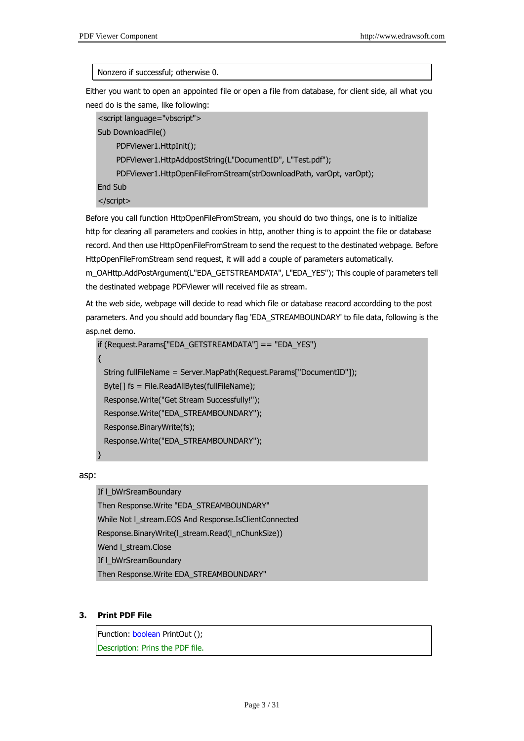| Nonzero if successful; otherwise 0. |
|---|

Either you want to open an appointed file or open a file from database, for client side, all what you need do is the same, like following:

```
<script language="vbscript">
Sub DownloadFile()
      PDFViewer1.HttpInit();
      PDFViewer1.HttpAddpostString(L"DocumentID", L"Test.pdf");
      PDFViewer1.HttpOpenFileFromStream(strDownloadPath, varOpt, varOpt);
End Sub
</script>
```

Before you call function HttpOpenFileFromStream, you should do two things, one is to initialize http for clearing all parameters and cookies in http, another thing is to appoint the file or database record. And then use HttpOpenFileFromStream to send the request to the destinated webpage. Before HttpOpenFileFromStream send request, it will add a couple of parameters automatically. m_OAHttp.AddPostArgument(L"EDA_GETSTREAMDATA", L"EDA_YES"); This couple of parameters tell the destinated webpage PDFViewer will received file as stream.

At the web side, webpage will decide to read which file or database reacord accordding to the post parameters. And you should add boundary flag 'EDA_STREAMBOUNDARY' to file data, following is the asp.net demo.

```
if (Request.Params["EDA_GETSTREAMDATA"] == "EDA_YES")
{
  String fullFileName = Server.MapPath(Request.Params["DocumentID"]);
  Byte[] fs = File.ReadAllBytes(fullFileName);
  Response.Write("Get Stream Successfully!");
  Response.Write("EDA_STREAMBOUNDARY");
  Response.BinaryWrite(fs);
  Response.Write("EDA_STREAMBOUNDARY");
}
```

asp:

```
If l_bWrSreamBoundary
Then Response.Write "EDA_STREAMBOUNDARY"
While Not l_stream.EOS And Response.IsClientConnected
Response.BinaryWrite(l_stream.Read(l_nChunkSize))
Wend l_stream.Close
If l_bWrSreamBoundary
Then Response.Write EDA_STREAMBOUNDARY"
```

### 3. Print PDF File

| Function: boolean PrintOut (); |
|---|
| Description: Prins the PDF file. |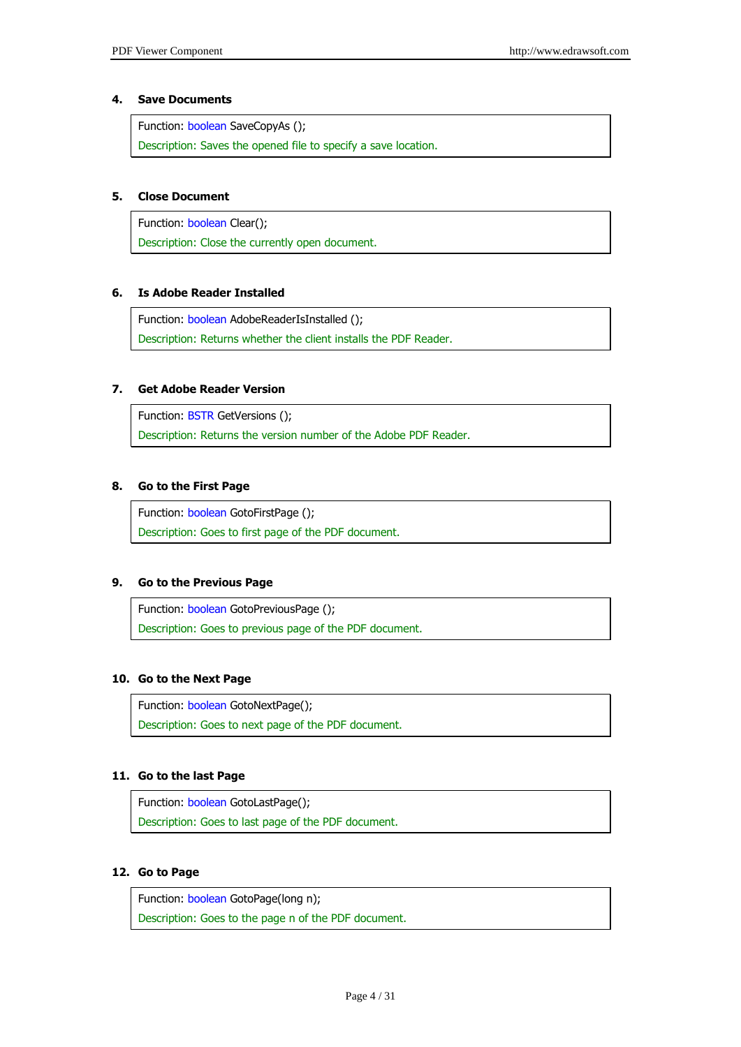### 4. Save Documents

Function: boolean SaveCopyAs ();
Description: Saves the opened file to specify a save location.

### 5. Close Document

Function: boolean Clear();
Description: Close the currently open document.

### 6. Is Adobe Reader Installed

Function: boolean AdobeReaderIsInstalled ();
Description: Returns whether the client installs the PDF Reader.

### 7. Get Adobe Reader Version

Function: BSTR GetVersions ();
Description: Returns the version number of the Adobe PDF Reader.

### 8. Go to the First Page

Function: boolean GotoFirstPage ();
Description: Goes to first page of the PDF document.

### 9. Go to the Previous Page

Function: boolean GotoPreviousPage ();
Description: Goes to previous page of the PDF document.

### 10. Go to the Next Page

Function: boolean GotoNextPage();
Description: Goes to next page of the PDF document.

### 11. Go to the last Page

Function: boolean GotoLastPage();
Description: Goes to last page of the PDF document.

### 12. Go to Page

Function: boolean GotoPage(long n);
Description: Goes to the page n of the PDF document.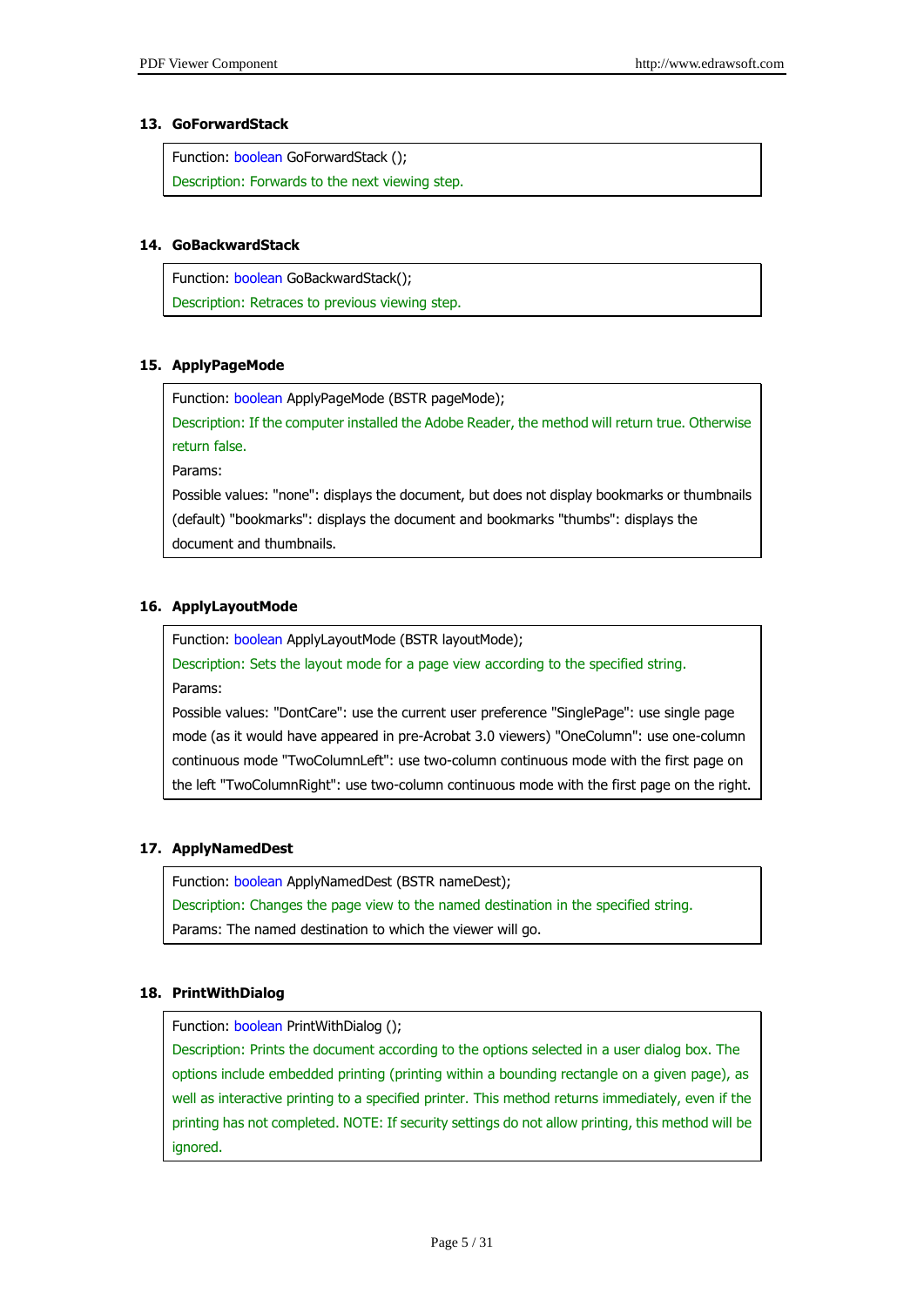### 13. GoForwardStack

Function: boolean GoForwardStack ();

Description: Forwards to the next viewing step.

### 14. GoBackwardStack

Function: boolean GoBackwardStack();

Description: Retraces to previous viewing step.

### 15. ApplyPageMode

Function: boolean ApplyPageMode (BSTR pageMode);

Description: If the computer installed the Adobe Reader, the method will return true. Otherwise return false.

Params:

Possible values: "none": displays the document, but does not display bookmarks or thumbnails (default) "bookmarks": displays the document and bookmarks "thumbs": displays the document and thumbnails.

### 16. ApplyLayoutMode

Function: boolean ApplyLayoutMode (BSTR layoutMode);

Description: Sets the layout mode for a page view according to the specified string.

Params:

Possible values: "DontCare": use the current user preference "SinglePage": use single page mode (as it would have appeared in pre-Acrobat 3.0 viewers) "OneColumn": use one-column continuous mode "TwoColumnLeft": use two-column continuous mode with the first page on the left "TwoColumnRight": use two-column continuous mode with the first page on the right.

### 17. ApplyNamedDest

Function: boolean ApplyNamedDest (BSTR nameDest);

Description: Changes the page view to the named destination in the specified string.

Params: The named destination to which the viewer will go.

### 18. PrintWithDialog

Function: boolean PrintWithDialog ();

Description: Prints the document according to the options selected in a user dialog box. The options include embedded printing (printing within a bounding rectangle on a given page), as well as interactive printing to a specified printer. This method returns immediately, even if the printing has not completed. NOTE: If security settings do not allow printing, this method will be ignored.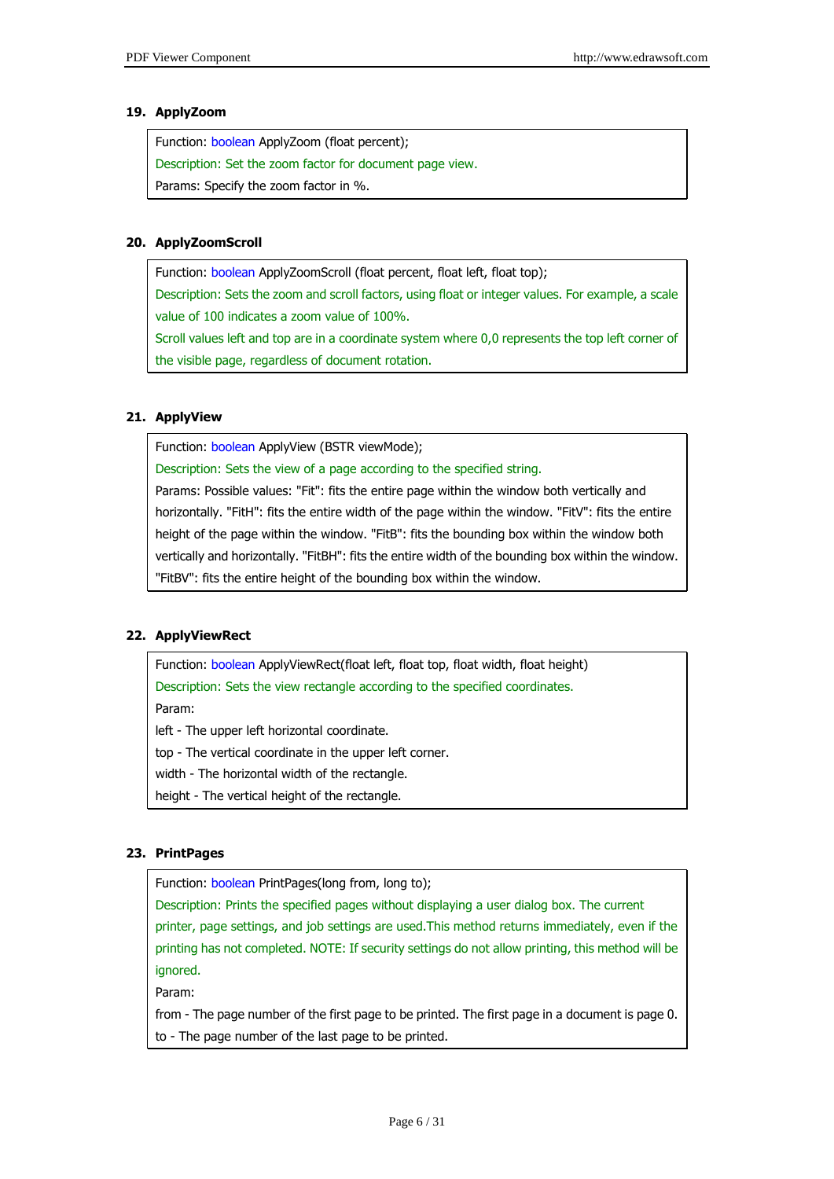### 19. ApplyZoom

Function: boolean ApplyZoom (float percent);

Description: Set the zoom factor for document page view.

Params: Specify the zoom factor in %.

### 20. ApplyZoomScroll

Function: boolean ApplyZoomScroll (float percent, float left, float top);

Description: Sets the zoom and scroll factors, using float or integer values. For example, a scale value of 100 indicates a zoom value of 100%.

Scroll values left and top are in a coordinate system where 0,0 represents the top left corner of the visible page, regardless of document rotation.

### 21. ApplyView

Function: boolean ApplyView (BSTR viewMode);

Description: Sets the view of a page according to the specified string.

Params: Possible values: "Fit": fits the entire page within the window both vertically and horizontally. "FitH": fits the entire width of the page within the window. "FitV": fits the entire height of the page within the window. "FitB": fits the bounding box within the window both vertically and horizontally. "FitBH": fits the entire width of the bounding box within the window. "FitBV": fits the entire height of the bounding box within the window.

### 22. ApplyViewRect

Function: boolean ApplyViewRect(float left, float top, float width, float height)

Description: Sets the view rectangle according to the specified coordinates.

Param:

left - The upper left horizontal coordinate.

top - The vertical coordinate in the upper left corner.

width - The horizontal width of the rectangle.

height - The vertical height of the rectangle.

### 23. PrintPages

Function: boolean PrintPages(long from, long to);

Description: Prints the specified pages without displaying a user dialog box. The current printer, page settings, and job settings are used.This method returns immediately, even if the printing has not completed. NOTE: If security settings do not allow printing, this method will be ignored.

Param:

from - The page number of the first page to be printed. The first page in a document is page 0.

to - The page number of the last page to be printed.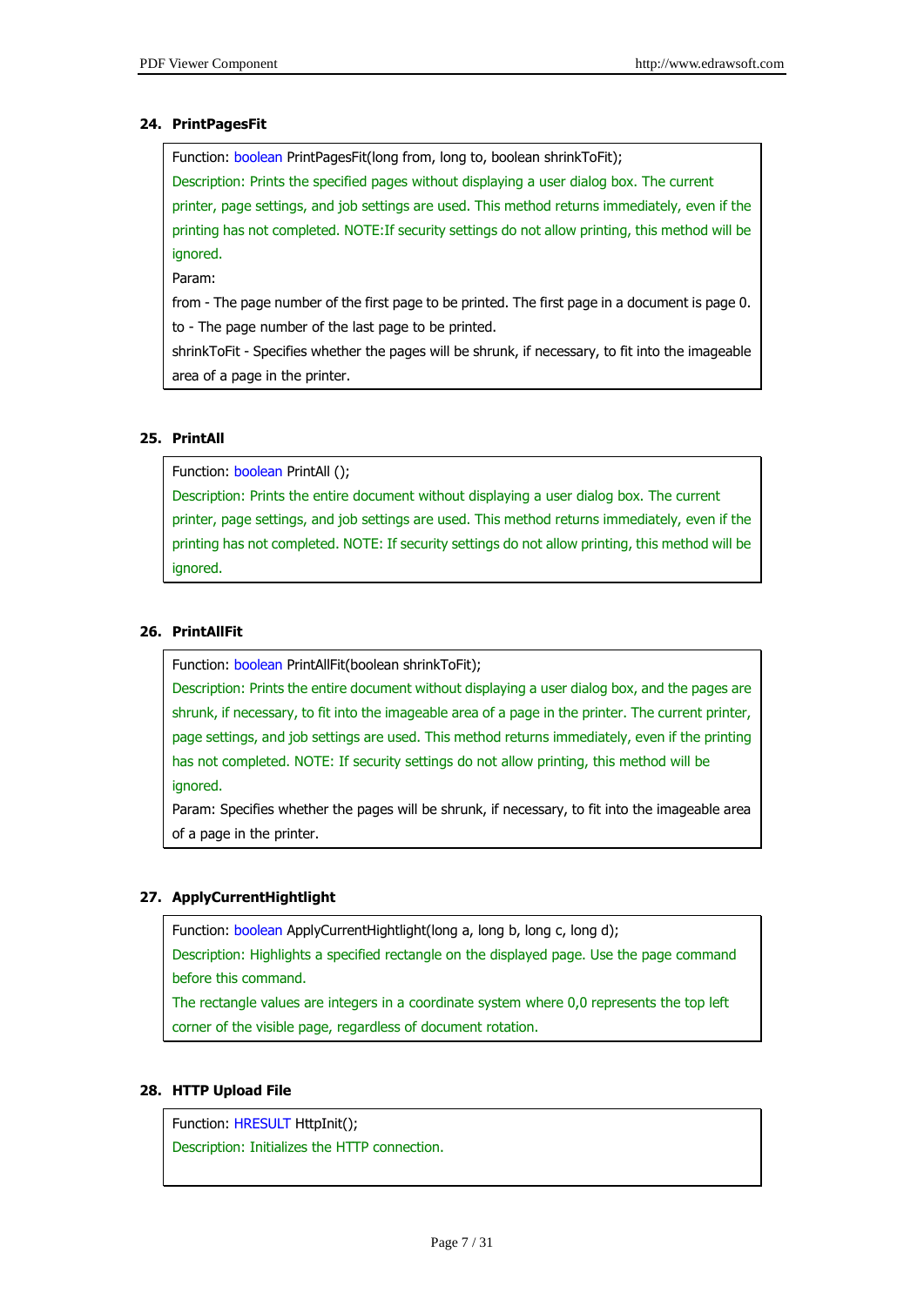### 24. PrintPagesFit

Function: boolean PrintPagesFit(long from, long to, boolean shrinkToFit);

Description: Prints the specified pages without displaying a user dialog box. The current printer, page settings, and job settings are used. This method returns immediately, even if the printing has not completed. NOTE:If security settings do not allow printing, this method will be ignored.

Param:

from - The page number of the first page to be printed. The first page in a document is page 0.

to - The page number of the last page to be printed.

shrinkToFit - Specifies whether the pages will be shrunk, if necessary, to fit into the imageable area of a page in the printer.

### 25. PrintAll

Function: boolean PrintAll ();

Description: Prints the entire document without displaying a user dialog box. The current printer, page settings, and job settings are used. This method returns immediately, even if the printing has not completed. NOTE: If security settings do not allow printing, this method will be ignored.

### 26. PrintAllFit

Function: boolean PrintAllFit(boolean shrinkToFit);

Description: Prints the entire document without displaying a user dialog box, and the pages are shrunk, if necessary, to fit into the imageable area of a page in the printer. The current printer, page settings, and job settings are used. This method returns immediately, even if the printing has not completed. NOTE: If security settings do not allow printing, this method will be ignored.

Param: Specifies whether the pages will be shrunk, if necessary, to fit into the imageable area of a page in the printer.

### 27. ApplyCurrentHightlight

Function: boolean ApplyCurrentHightlight(long a, long b, long c, long d);

Description: Highlights a specified rectangle on the displayed page. Use the page command before this command.

The rectangle values are integers in a coordinate system where 0,0 represents the top left corner of the visible page, regardless of document rotation.

### 28. HTTP Upload File

Function: HRESULT HttpInit();

Description: Initializes the HTTP connection.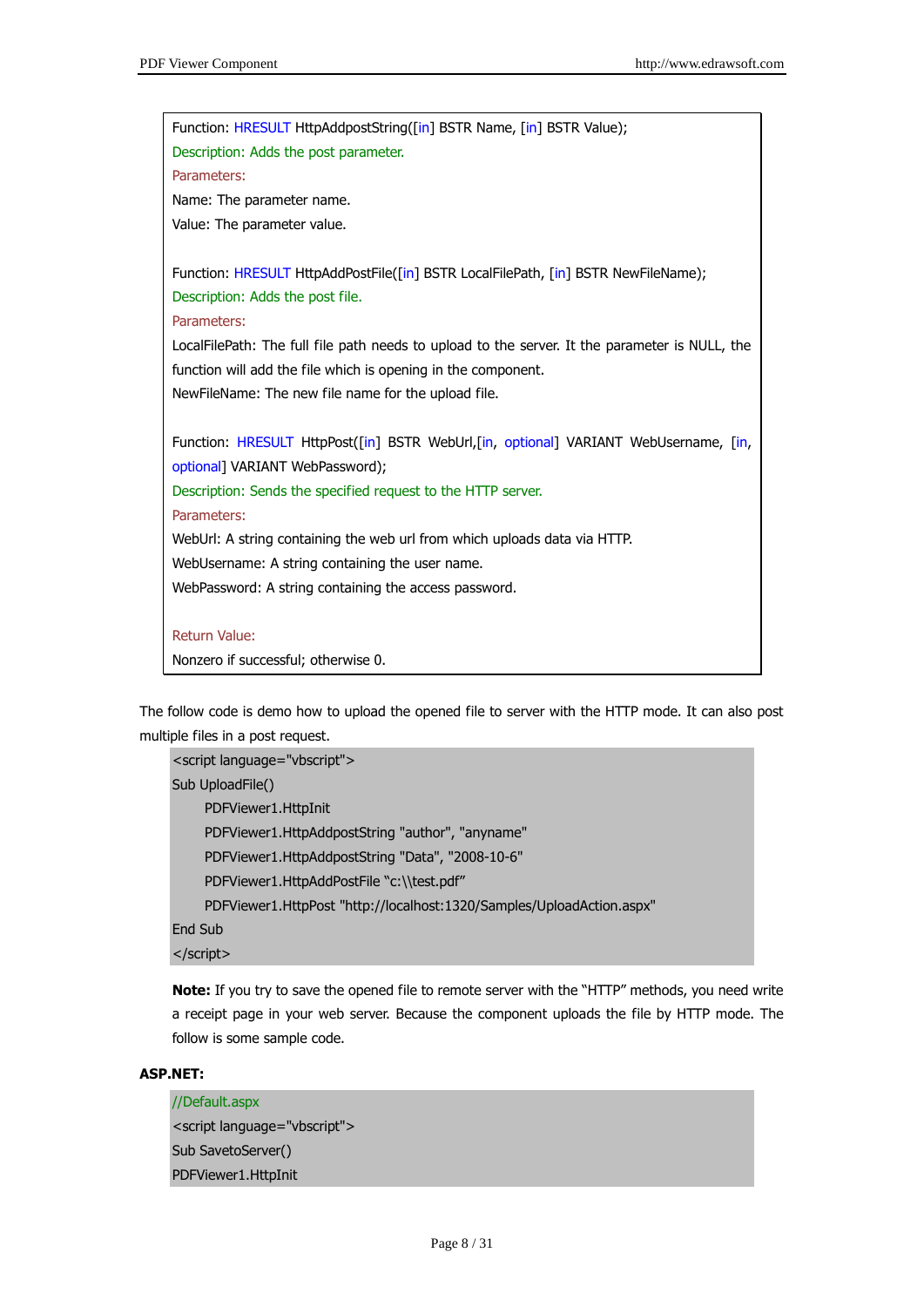Function: HRESULT HttpAddpostString([in] BSTR Name, [in] BSTR Value);

Description: Adds the post parameter.

Parameters:

Name: The parameter name.

Value: The parameter value.

Function: HRESULT HttpAddPostFile([in] BSTR LocalFilePath, [in] BSTR NewFileName);

Description: Adds the post file.

Parameters:

LocalFilePath: The full file path needs to upload to the server. It the parameter is NULL, the function will add the file which is opening in the component.

NewFileName: The new file name for the upload file.

Function: HRESULT HttpPost([in] BSTR WebUrl,[in, optional] VARIANT WebUsername, [in, optional] VARIANT WebPassword);

Description: Sends the specified request to the HTTP server.

Parameters:

WebUrl: A string containing the web url from which uploads data via HTTP.

WebUsername: A string containing the user name.

WebPassword: A string containing the access password.

Return Value:

Nonzero if successful; otherwise 0.

The follow code is demo how to upload the opened file to server with the HTTP mode. It can also post multiple files in a post request.

```
<script language="vbscript">
Sub UploadFile()
    PDFViewer1.HttpInit
    PDFViewer1.HttpAddpostString "author", "anyname"
    PDFViewer1.HttpAddpostString "Data", "2008-10-6"
    PDFViewer1.HttpAddPostFile "c:\\test.pdf"
    PDFViewer1.HttpPost "http://localhost:1320/Samples/UploadAction.aspx"
End Sub
</script>
```

**Note:** If you try to save the opened file to remote server with the "HTTP" methods, you need write a receipt page in your web server. Because the component uploads the file by HTTP mode. The follow is some sample code.

**ASP.NET:**

```
//Default.aspx
<script language="vbscript">
Sub SavetoServer()
PDFViewer1.HttpInit
```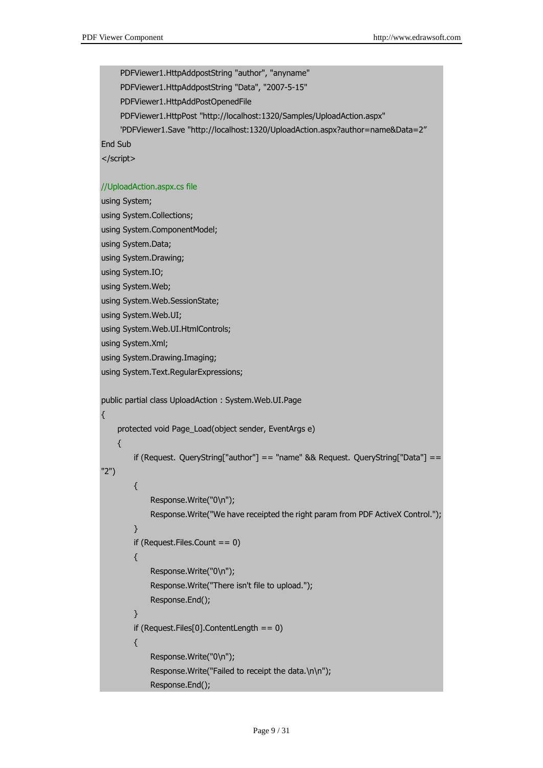```
    PDFViewer1.HttpAddpostString "author", "anyname"
    PDFViewer1.HttpAddpostString "Data", "2007-5-15"
    PDFViewer1.HttpAddPostOpenedFile
    PDFViewer1.HttpPost "http://localhost:1320/Samples/UploadAction.aspx"
    'PDFViewer1.Save "http://localhost:1320/UploadAction.aspx?author=name&Data=2”
End Sub
</script>

//UploadAction.aspx.cs file
using System;
using System.Collections;
using System.ComponentModel;
using System.Data;
using System.Drawing;
using System.IO;
using System.Web;
using System.Web.SessionState;
using System.Web.UI;
using System.Web.UI.HtmlControls;
using System.Xml;
using System.Drawing.Imaging;
using System.Text.RegularExpressions;

public partial class UploadAction : System.Web.UI.Page
{
    protected void Page_Load(object sender, EventArgs e)
    {
        if (Request. QueryString["author"] == "name" && Request. QueryString["Data"] ==
"2")
        {
            Response.Write("0\n");
            Response.Write("We have receipted the right param from PDF ActiveX Control.");
        }
        if (Request.Files.Count == 0)
        {
            Response.Write("0\n");
            Response.Write("There isn't file to upload.");
            Response.End();
        }
        if (Request.Files[0].ContentLength == 0)
        {
            Response.Write("0\n");
            Response.Write("Failed to receipt the data.\n\n");
            Response.End();
```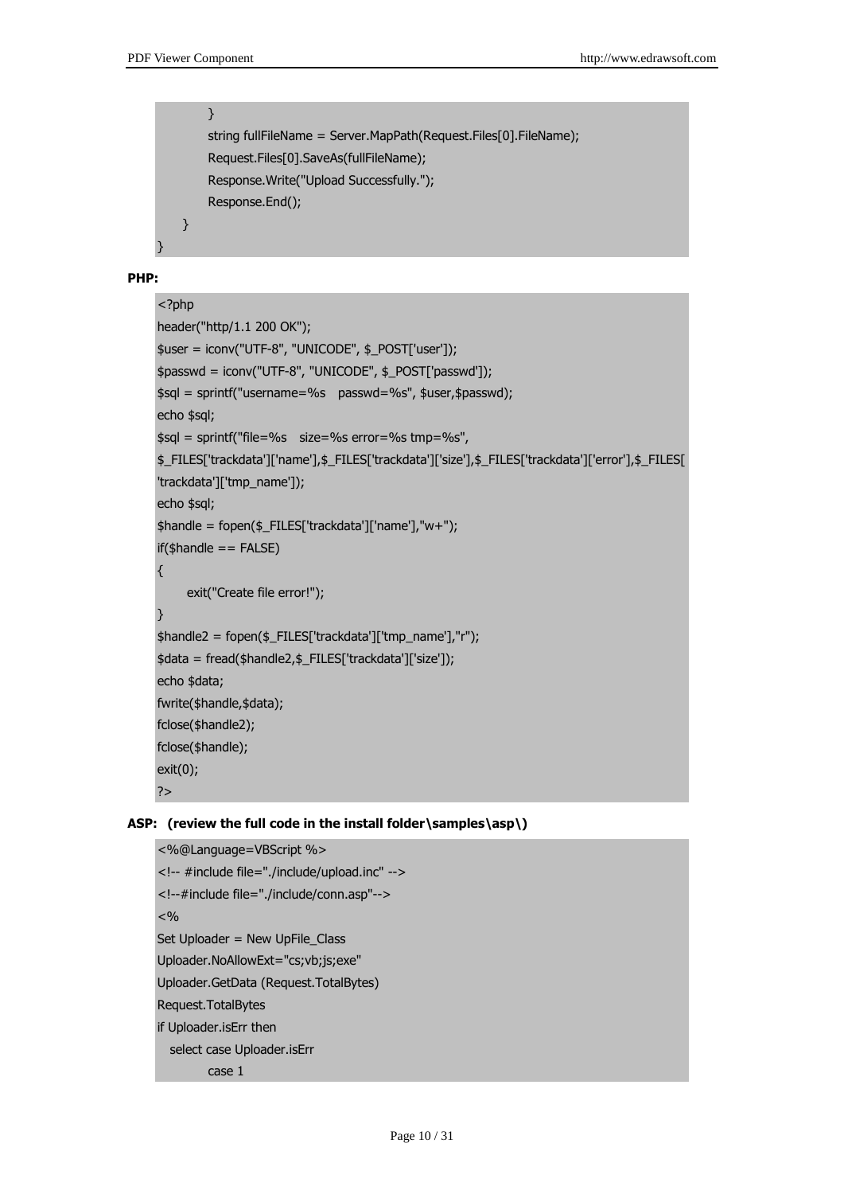```
        }
        string fullFileName = Server.MapPath(Request.Files[0].FileName);
        Request.Files[0].SaveAs(fullFileName);
        Response.Write("Upload Successfully.");
        Response.End();
    }
}
```

**PHP:**

```
<?php
header("http/1.1 200 OK");
$user = iconv("UTF-8", "UNICODE", $_POST['user']);
$passwd = iconv("UTF-8", "UNICODE", $_POST['passwd']);
$sql = sprintf("username=%s   passwd=%s", $user,$passwd);
echo $sql;
$sql = sprintf("file=%s   size=%s error=%s tmp=%s",
$_FILES['trackdata']['name'],$_FILES['trackdata']['size'],$_FILES['trackdata']['error'],$_FILES[
'trackdata']['tmp_name']);
echo $sql;
$handle = fopen($_FILES['trackdata']['name'],"w+");
if($handle == FALSE)
{
      exit("Create file error!");
}
$handle2 = fopen($_FILES['trackdata']['tmp_name'],"r");
$data = fread($handle2,$_FILES['trackdata']['size']);
echo $data;
fwrite($handle,$data);
fclose($handle2);
fclose($handle);
exit(0);
?>
```

**ASP: (review the full code in the install folder\samples\asp\)**

```
<%@Language=VBScript %>
<!-- #include file="./include/upload.inc" -->
<!--#include file="./include/conn.asp"-->
<%
Set Uploader = New UpFile_Class
Uploader.NoAllowExt="cs;vb;js;exe"
Uploader.GetData (Request.TotalBytes)
Request.TotalBytes
if Uploader.isErr then
   select case Uploader.isErr
         case 1
```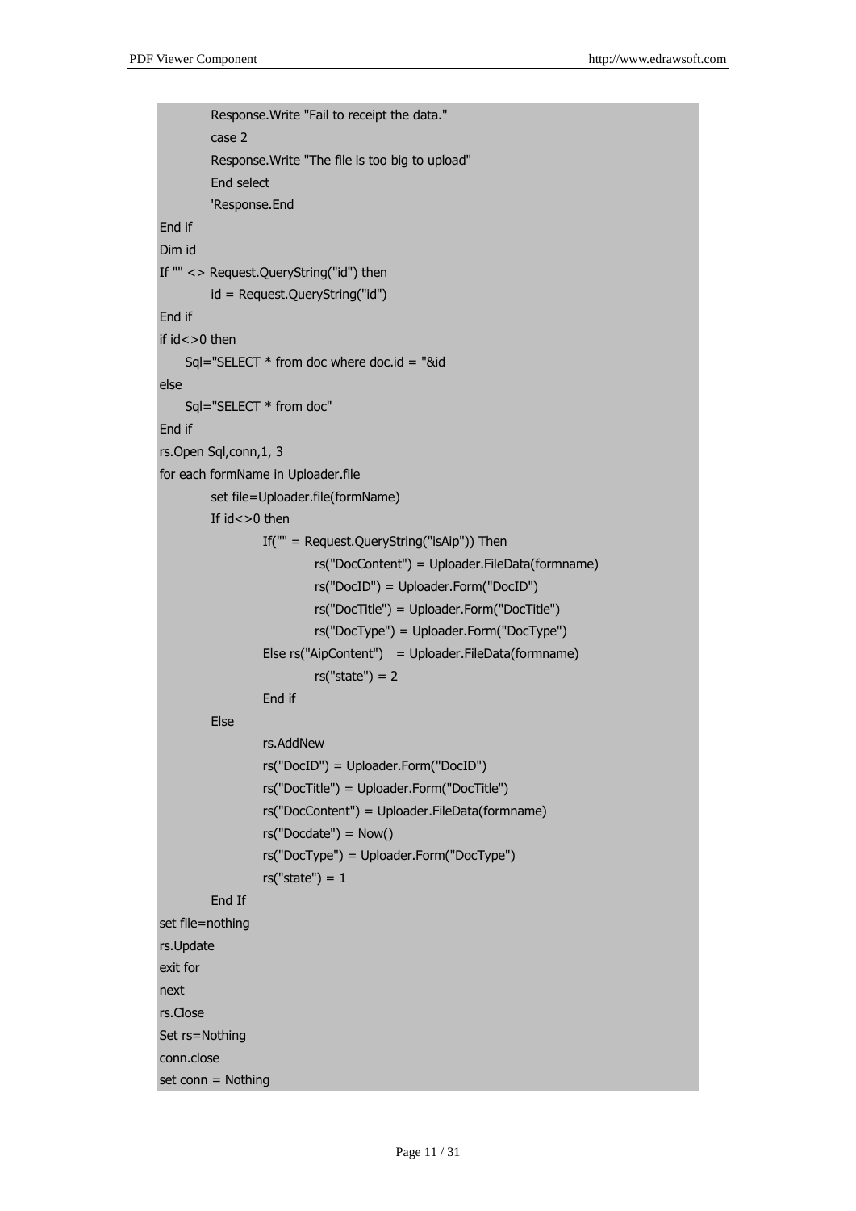```
        Response.Write "Fail to receipt the data."
        case 2
        Response.Write "The file is too big to upload"
        End select
        'Response.End
End if
Dim id
If "" <> Request.QueryString("id") then
        id = Request.QueryString("id")
End if
if id<>0 then
    Sql="SELECT * from doc where doc.id = "&id
else
    Sql="SELECT * from doc"
End if
rs.Open Sql,conn,1, 3
for each formName in Uploader.file
        set file=Uploader.file(formName)
        If id<>0 then
                If("" = Request.QueryString("isAip")) Then
                        rs("DocContent") = Uploader.FileData(formname)
                        rs("DocID") = Uploader.Form("DocID")
                        rs("DocTitle") = Uploader.Form("DocTitle")
                        rs("DocType") = Uploader.Form("DocType")
                Else rs("AipContent")   = Uploader.FileData(formname)
                        rs("state") = 2
                End if
        Else
                rs.AddNew
                rs("DocID") = Uploader.Form("DocID")
                rs("DocTitle") = Uploader.Form("DocTitle")
                rs("DocContent") = Uploader.FileData(formname)
                rs("Docdate") = Now()
                rs("DocType") = Uploader.Form("DocType")
                rs("state") = 1
        End If
set file=nothing
rs.Update
exit for
next
rs.Close
Set rs=Nothing
conn.close
set conn = Nothing
```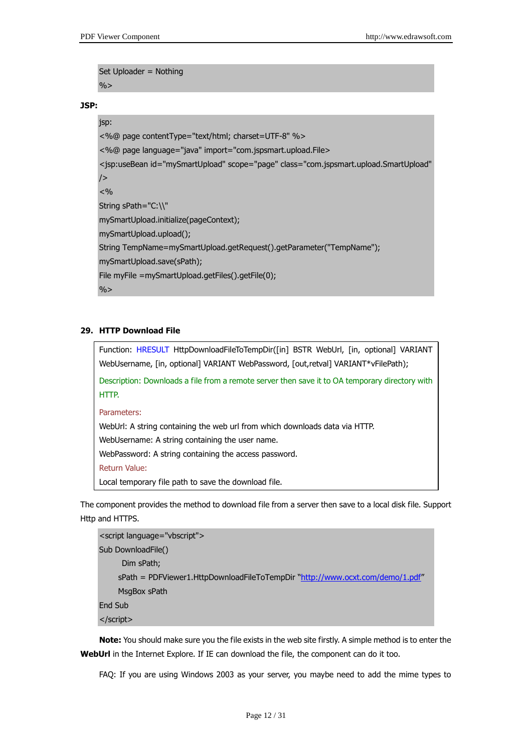```
Set Uploader = Nothing
%>
```

**JSP:**

```
jsp:
<%@ page contentType="text/html; charset=UTF-8" %>
<%@ page language="java" import="com.jspsmart.upload.File>
<jsp:useBean id="mySmartUpload" scope="page" class="com.jspsmart.upload.SmartUpload"
/>
<%
String sPath="C:\\"
mySmartUpload.initialize(pageContext);
mySmartUpload.upload();
String TempName=mySmartUpload.getRequest().getParameter("TempName");
mySmartUpload.save(sPath);
File myFile =mySmartUpload.getFiles().getFile(0);
%>
```

## 29. HTTP Download File

Function: HRESULT HttpDownloadFileToTempDir([in] BSTR WebUrl, [in, optional] VARIANT WebUsername, [in, optional] VARIANT WebPassword, [out,retval] VARIANT*vFilePath);

Description: Downloads a file from a remote server then save it to OA temporary directory with HTTP.

Parameters:

WebUrl: A string containing the web url from which downloads data via HTTP.

WebUsername: A string containing the user name.

WebPassword: A string containing the access password.

Return Value:

Local temporary file path to save the download file.

The component provides the method to download file from a server then save to a local disk file. Support Http and HTTPS.

```
<script language="vbscript">
Sub DownloadFile()
      Dim sPath;
     sPath = PDFViewer1.HttpDownloadFileToTempDir "http://www.ocxt.com/demo/1.pdf"
     MsgBox sPath
End Sub
</script>
```

**Note:** You should make sure you the file exists in the web site firstly. A simple method is to enter the **WebUrl** in the Internet Explore. If IE can download the file, the component can do it too.

FAQ: If you are using Windows 2003 as your server, you maybe need to add the mime types to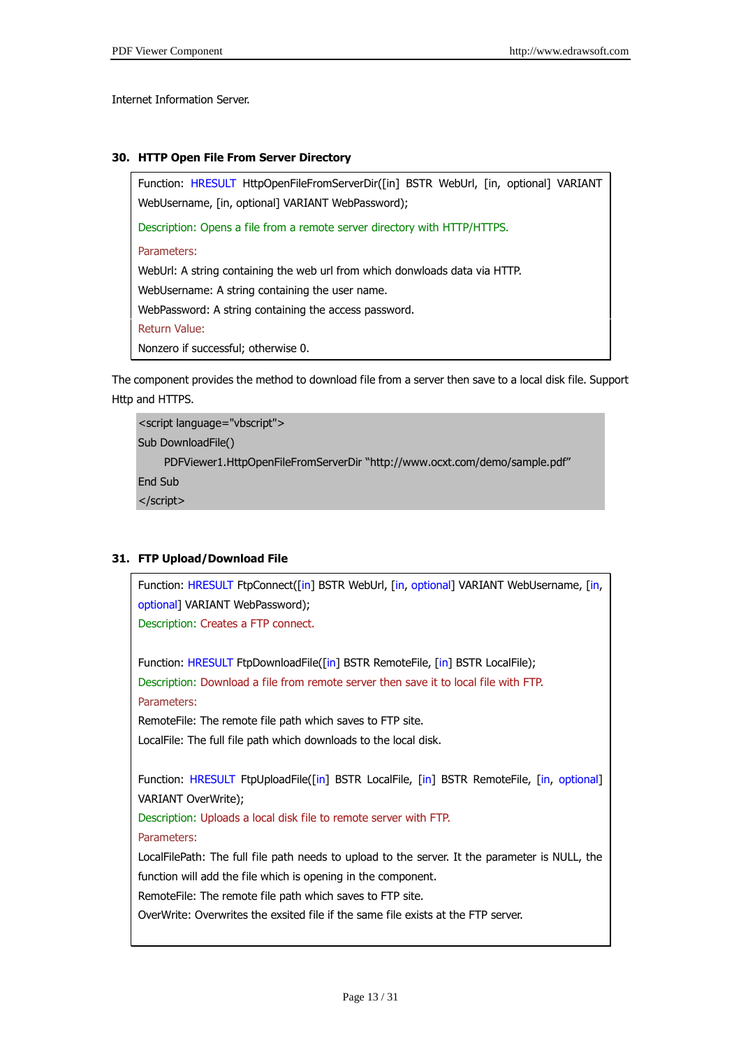Internet Information Server.

### 30. HTTP Open File From Server Directory

Function: HRESULT HttpOpenFileFromServerDir([in] BSTR WebUrl, [in, optional] VARIANT WebUsername, [in, optional] VARIANT WebPassword);

Description: Opens a file from a remote server directory with HTTP/HTTPS.

Parameters:

WebUrl: A string containing the web url from which donwloads data via HTTP.

WebUsername: A string containing the user name.

WebPassword: A string containing the access password.

Return Value:

Nonzero if successful; otherwise 0.

The component provides the method to download file from a server then save to a local disk file. Support Http and HTTPS.

```
<script language="vbscript">
Sub DownloadFile()
    PDFViewer1.HttpOpenFileFromServerDir "http://www.ocxt.com/demo/sample.pdf"
End Sub
</script>
```

### 31. FTP Upload/Download File

Function: HRESULT FtpConnect([in] BSTR WebUrl, [in, optional] VARIANT WebUsername, [in, optional] VARIANT WebPassword);

Description: Creates a FTP connect.

Function: HRESULT FtpDownloadFile([in] BSTR RemoteFile, [in] BSTR LocalFile);

Description: Download a file from remote server then save it to local file with FTP.

Parameters:

RemoteFile: The remote file path which saves to FTP site.

LocalFile: The full file path which downloads to the local disk.

Function: HRESULT FtpUploadFile([in] BSTR LocalFile, [in] BSTR RemoteFile, [in, optional] VARIANT OverWrite);

Description: Uploads a local disk file to remote server with FTP.

Parameters:

LocalFilePath: The full file path needs to upload to the server. It the parameter is NULL, the function will add the file which is opening in the component.

RemoteFile: The remote file path which saves to FTP site.

OverWrite: Overwrites the exsited file if the same file exists at the FTP server.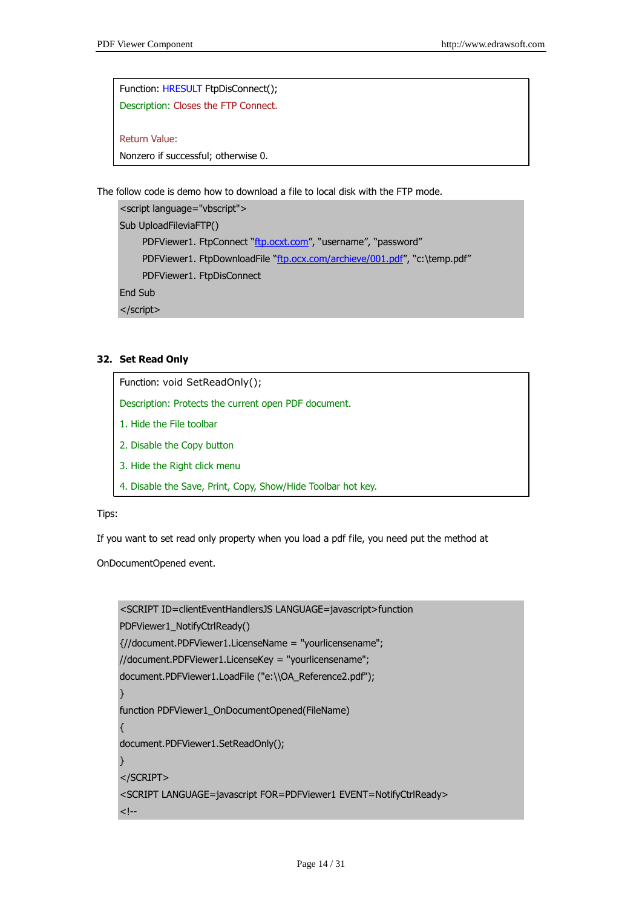Function: HRESULT FtpDisConnect();

Description: Closes the FTP Connect.

Return Value:

Nonzero if successful; otherwise 0.

The follow code is demo how to download a file to local disk with the FTP mode.

```
<script language="vbscript">
Sub UploadFileviaFTP()
    PDFViewer1. FtpConnect "ftp.ocxt.com", "username", "password"
    PDFViewer1. FtpDownloadFile "ftp.ocx.com/archieve/001.pdf", "c:\temp.pdf"
    PDFViewer1. FtpDisConnect
End Sub
</script>
```

## 32. Set Read Only

Function: void SetReadOnly();

Description: Protects the current open PDF document.

1. Hide the File toolbar
2. Disable the Copy button
3. Hide the Right click menu
4. Disable the Save, Print, Copy, Show/Hide Toolbar hot key.

Tips:

If you want to set read only property when you load a pdf file, you need put the method at OnDocumentOpened event.

```
<SCRIPT ID=clientEventHandlersJS LANGUAGE=javascript>function
PDFViewer1_NotifyCtrlReady()
{//document.PDFViewer1.LicenseName = "yourlicensename";
//document.PDFViewer1.LicenseKey = "yourlicensename";
document.PDFViewer1.LoadFile ("e:\\OA_Reference2.pdf");
}
function PDFViewer1_OnDocumentOpened(FileName)
{
document.PDFViewer1.SetReadOnly();
}
</SCRIPT>
<SCRIPT LANGUAGE=javascript FOR=PDFViewer1 EVENT=NotifyCtrlReady>
<!--
```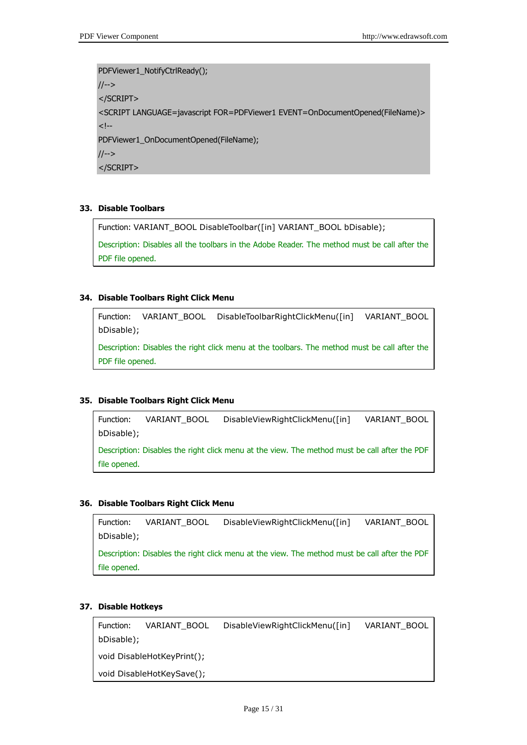```
PDFViewer1_NotifyCtrlReady();
//-->
</SCRIPT>
<SCRIPT LANGUAGE=javascript FOR=PDFViewer1 EVENT=OnDocumentOpened(FileName)>
<!--
PDFViewer1_OnDocumentOpened(FileName);
//-->
</SCRIPT>
```

### 33. Disable Toolbars

Function: VARIANT_BOOL DisableToolbar([in] VARIANT_BOOL bDisable);

Description: Disables all the toolbars in the Adobe Reader. The method must be call after the PDF file opened.

### 34. Disable Toolbars Right Click Menu

Function: VARIANT_BOOL DisableToolbarRightClickMenu([in] VARIANT_BOOL bDisable);

Description: Disables the right click menu at the toolbars. The method must be call after the PDF file opened.

### 35. Disable Toolbars Right Click Menu

Function: VARIANT_BOOL DisableViewRightClickMenu([in] VARIANT_BOOL bDisable);

Description: Disables the right click menu at the view. The method must be call after the PDF file opened.

### 36. Disable Toolbars Right Click Menu

Function: VARIANT_BOOL DisableViewRightClickMenu([in] VARIANT_BOOL bDisable);

Description: Disables the right click menu at the view. The method must be call after the PDF file opened.

### 37. Disable Hotkeys

Function: VARIANT_BOOL DisableViewRightClickMenu([in] VARIANT_BOOL bDisable);

void DisableHotKeyPrint();

void DisableHotKeySave();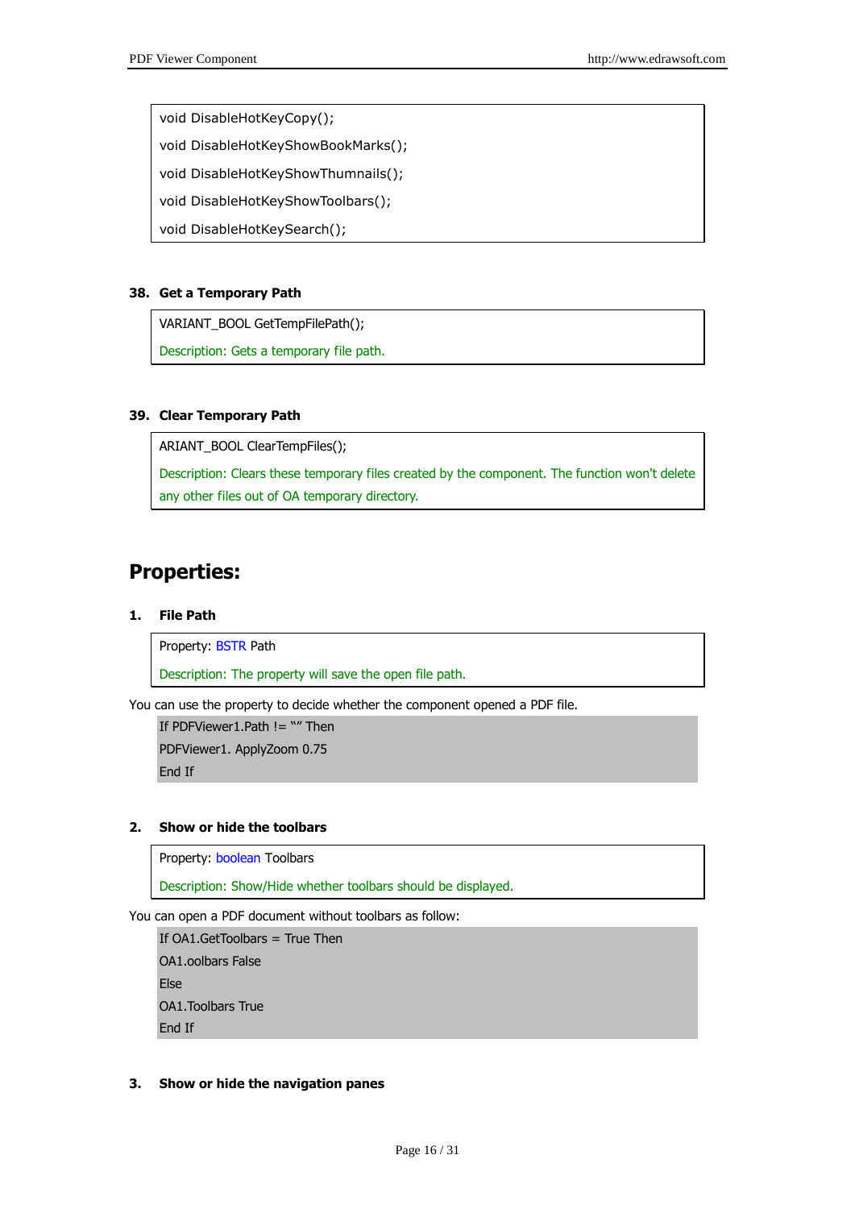```
void DisableHotKeyCopy();
void DisableHotKeyShowBookMarks();
void DisableHotKeyShowThumnails();
void DisableHotKeyShowToolbars();
void DisableHotKeySearch();
```

### 38. Get a Temporary Path

```
VARIANT_BOOL GetTempFilePath();
```

Description: Gets a temporary file path.

### 39. Clear Temporary Path

```
ARIANT_BOOL ClearTempFiles();
```

Description: Clears these temporary files created by the component. The function won't delete any other files out of OA temporary directory.

## Properties:

### 1. File Path

Property: BSTR Path

Description: The property will save the open file path.

You can use the property to decide whether the component opened a PDF file.

```
If PDFViewer1.Path != "" Then
PDFViewer1. ApplyZoom 0.75
End If
```

### 2. Show or hide the toolbars

Property: boolean Toolbars

Description: Show/Hide whether toolbars should be displayed.

You can open a PDF document without toolbars as follow:

```
If OA1.GetToolbars = True Then
OA1.oolbars False
Else
OA1.Toolbars True
End If
```

### 3. Show or hide the navigation panes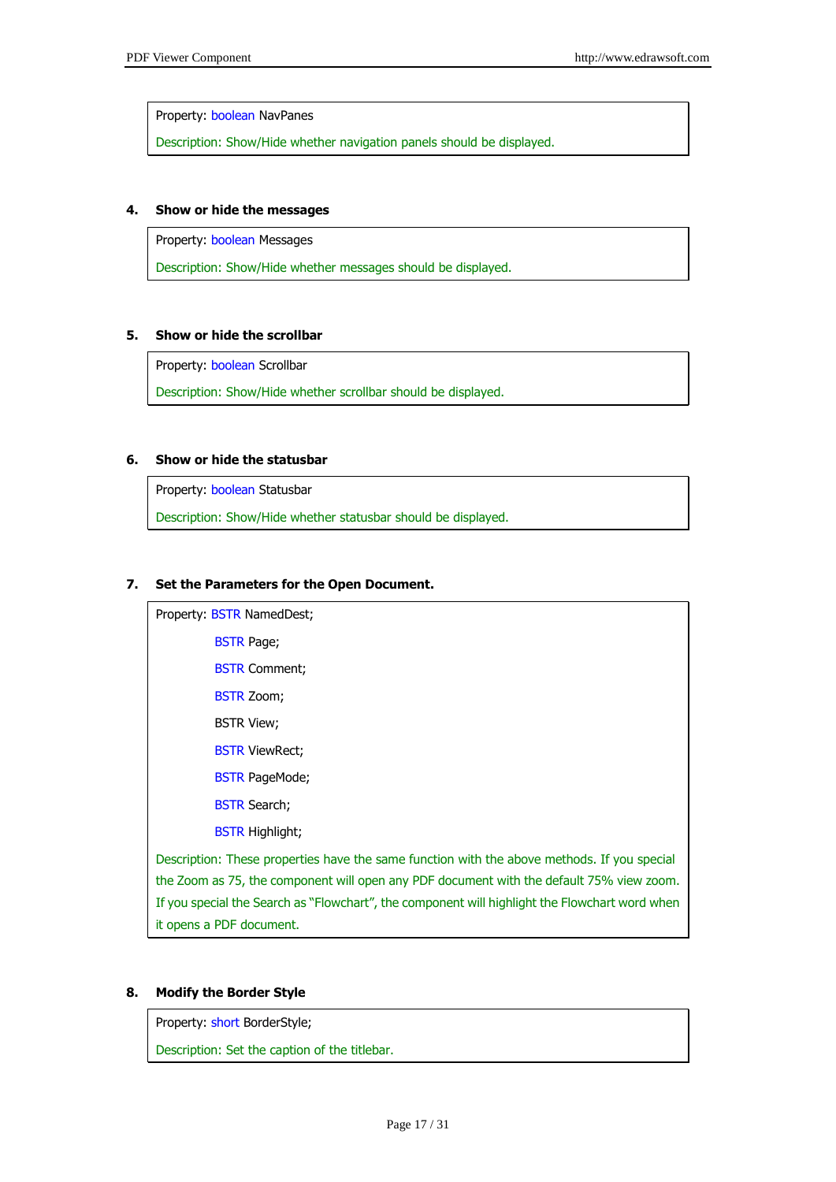Property: boolean NavPanes

Description: Show/Hide whether navigation panels should be displayed.

**4. Show or hide the messages**

Property: boolean Messages

Description: Show/Hide whether messages should be displayed.

**5. Show or hide the scrollbar**

Property: boolean Scrollbar

Description: Show/Hide whether scrollbar should be displayed.

**6. Show or hide the statusbar**

Property: boolean Statusbar

Description: Show/Hide whether statusbar should be displayed.

**7. Set the Parameters for the Open Document.**

Property: BSTR NamedDest;

BSTR Page;

BSTR Comment;

BSTR Zoom;

BSTR View;

BSTR ViewRect;

BSTR PageMode;

BSTR Search;

BSTR Highlight;

Description: These properties have the same function with the above methods. If you special the Zoom as 75, the component will open any PDF document with the default 75% view zoom. If you special the Search as "Flowchart", the component will highlight the Flowchart word when it opens a PDF document.

**8. Modify the Border Style**

Property: short BorderStyle;

Description: Set the caption of the titlebar.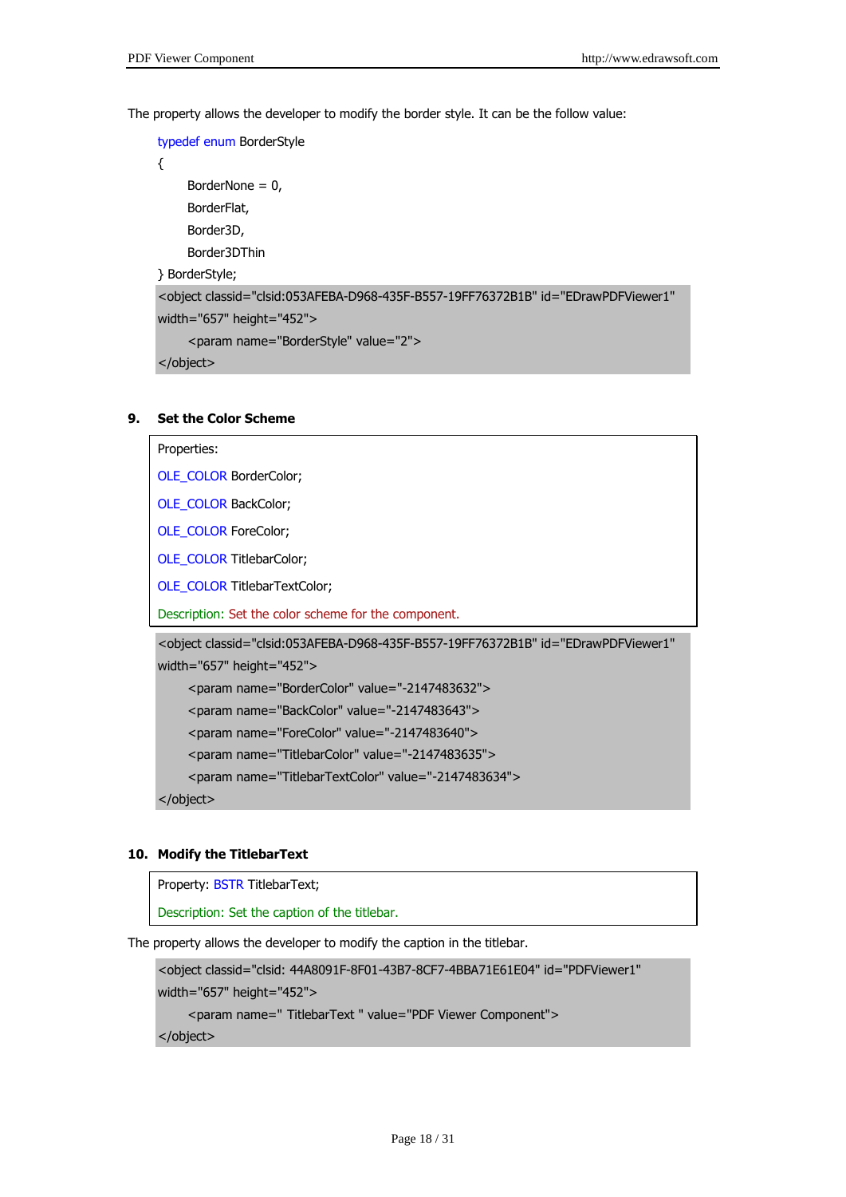The property allows the developer to modify the border style. It can be the follow value:

```
typedef enum BorderStyle
{
    BorderNone = 0,
    BorderFlat,
    Border3D,
    Border3DThin
} BorderStyle;
```

```
<object classid="clsid:053AFEBA-D968-435F-B557-19FF76372B1B" id="EDrawPDFViewer1"
width="657" height="452">
    <param name="BorderStyle" value="2">
</object>
```

**9. Set the Color Scheme**

Properties:

OLE_COLOR BorderColor;

OLE_COLOR BackColor;

OLE_COLOR ForeColor;

OLE_COLOR TitlebarColor;

OLE_COLOR TitlebarTextColor;

Description: Set the color scheme for the component.

```
<object classid="clsid:053AFEBA-D968-435F-B557-19FF76372B1B" id="EDrawPDFViewer1"
width="657" height="452">
    <param name="BorderColor" value="-2147483632">
    <param name="BackColor" value="-2147483643">
    <param name="ForeColor" value="-2147483640">
    <param name="TitlebarColor" value="-2147483635">
    <param name="TitlebarTextColor" value="-2147483634">
</object>
```

**10. Modify the TitlebarText**

Property: BSTR TitlebarText;

Description: Set the caption of the titlebar.

The property allows the developer to modify the caption in the titlebar.

```
<object classid="clsid: 44A8091F-8F01-43B7-8CF7-4BBA71E61E04" id="PDFViewer1"
width="657" height="452">
    <param name=" TitlebarText " value="PDF Viewer Component">
</object>
```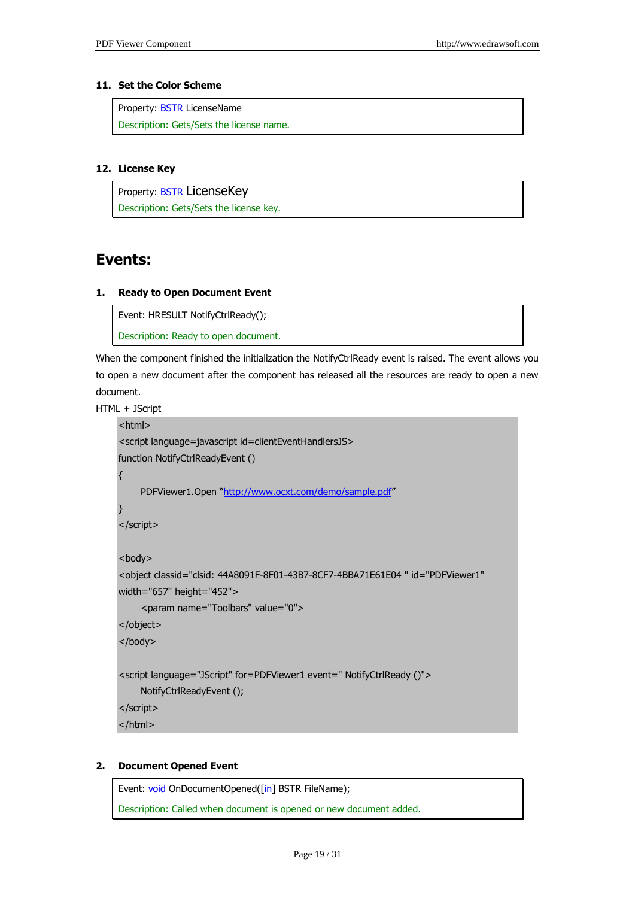### 11. Set the Color Scheme

| Property: BSTR LicenseName |
|---|
| Description: Gets/Sets the license name. |

### 12. License Key

| Property: BSTR LicenseKey |
|---|
| Description: Gets/Sets the license key. |

## Events:

### 1. Ready to Open Document Event

| Event: HRESULT NotifyCtrlReady(); |
|---|
| Description: Ready to open document. |

When the component finished the initialization the NotifyCtrlReady event is raised. The event allows you to open a new document after the component has released all the resources are ready to open a new document.

HTML + JScript

```
<html>
<script language=javascript id=clientEventHandlersJS>
function NotifyCtrlReadyEvent ()
{
      PDFViewer1.Open "http://www.ocxt.com/demo/sample.pdf"
}
</script>

<body>
<object classid="clsid: 44A8091F-8F01-43B7-8CF7-4BBA71E61E04 " id="PDFViewer1"
width="657" height="452">
      <param name="Toolbars" value="0">
</object>
</body>

<script language="JScript" for=PDFViewer1 event=" NotifyCtrlReady ()">
      NotifyCtrlReadyEvent ();
</script>
</html>
```

### 2. Document Opened Event

| Event: void OnDocumentOpened([in] BSTR FileName); |
|---|
| Description: Called when document is opened or new document added. |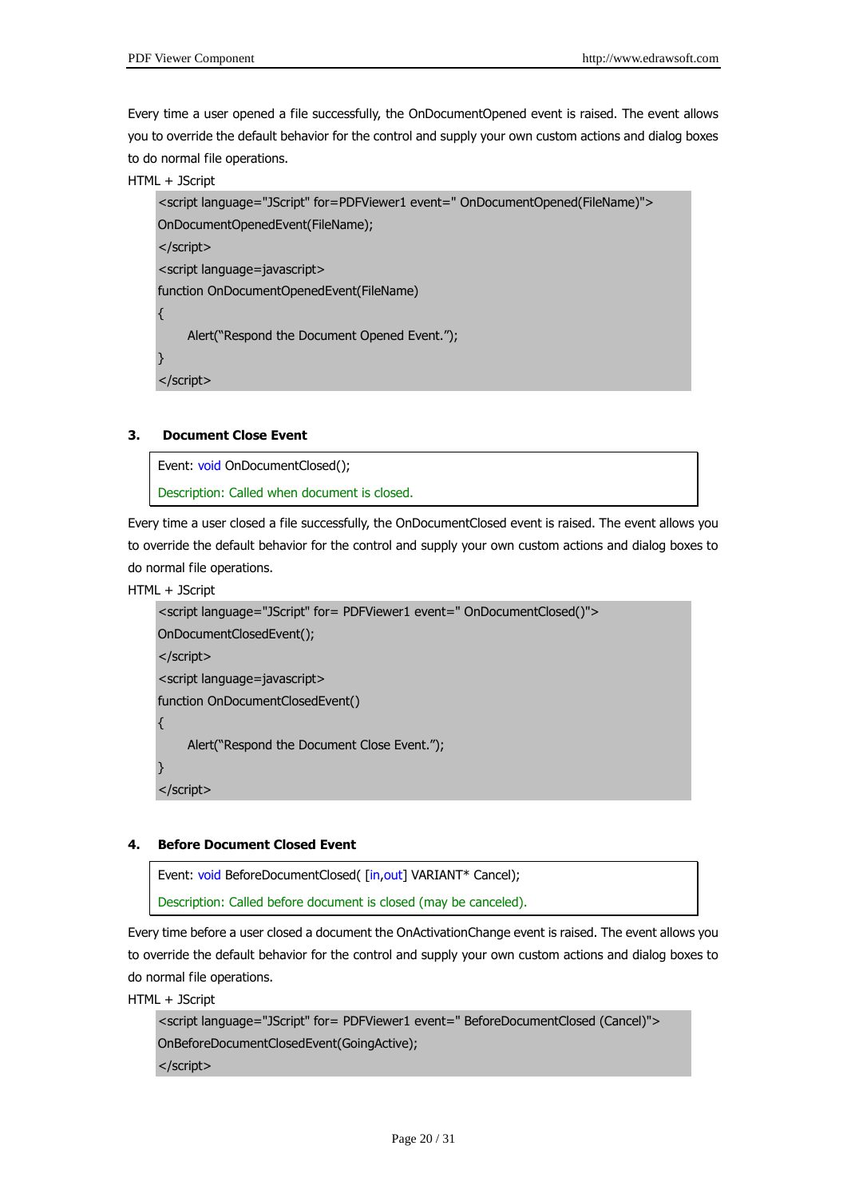Every time a user opened a file successfully, the OnDocumentOpened event is raised. The event allows you to override the default behavior for the control and supply your own custom actions and dialog boxes to do normal file operations.

HTML + JScript

```
<script language="JScript" for=PDFViewer1 event=" OnDocumentOpened(FileName)">
OnDocumentOpenedEvent(FileName);
</script>
<script language=javascript>
function OnDocumentOpenedEvent(FileName)
{
      Alert("Respond the Document Opened Event.");
}
</script>
```

### 3. Document Close Event

Event: void OnDocumentClosed();

Description: Called when document is closed.

Every time a user closed a file successfully, the OnDocumentClosed event is raised. The event allows you to override the default behavior for the control and supply your own custom actions and dialog boxes to do normal file operations.

HTML + JScript

```
<script language="JScript" for= PDFViewer1 event=" OnDocumentClosed()">
OnDocumentClosedEvent();
</script>
<script language=javascript>
function OnDocumentClosedEvent()
{
      Alert("Respond the Document Close Event.");
}
</script>
```

### 4. Before Document Closed Event

Event: void BeforeDocumentClosed( [in,out] VARIANT* Cancel);

Description: Called before document is closed (may be canceled).

Every time before a user closed a document the OnActivationChange event is raised. The event allows you to override the default behavior for the control and supply your own custom actions and dialog boxes to do normal file operations.

HTML + JScript

```
<script language="JScript" for= PDFViewer1 event=" BeforeDocumentClosed (Cancel)">
OnBeforeDocumentClosedEvent(GoingActive);
</script>
```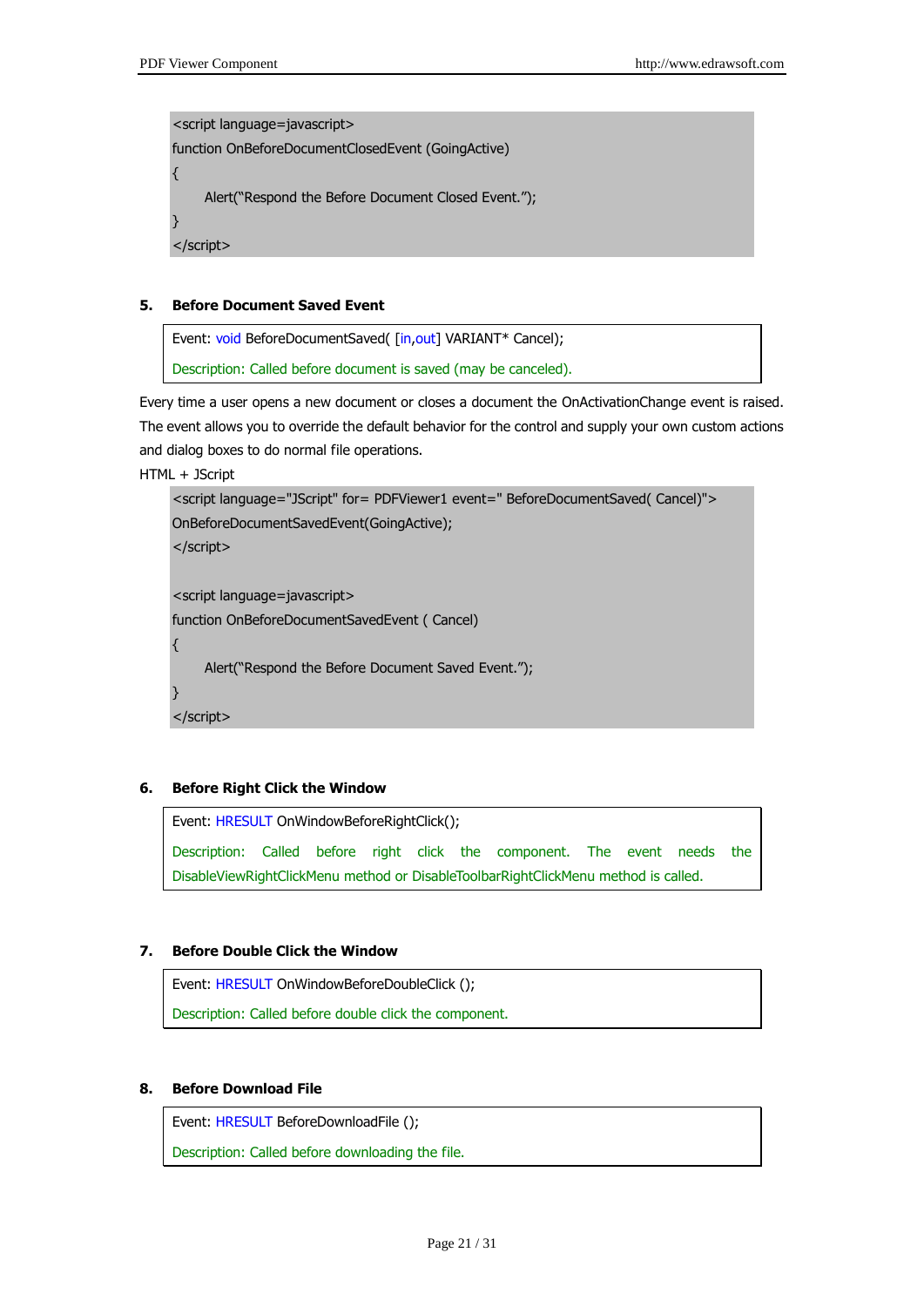```
<script language=javascript>
function OnBeforeDocumentClosedEvent (GoingActive)
{
    Alert("Respond the Before Document Closed Event.");
}
</script>
```

### 5. Before Document Saved Event

Event: void BeforeDocumentSaved( [in,out] VARIANT* Cancel);

Description: Called before document is saved (may be canceled).

Every time a user opens a new document or closes a document the OnActivationChange event is raised. The event allows you to override the default behavior for the control and supply your own custom actions and dialog boxes to do normal file operations.

HTML + JScript

```
<script language="JScript" for= PDFViewer1 event=" BeforeDocumentSaved( Cancel)">
OnBeforeDocumentSavedEvent(GoingActive);
</script>

<script language=javascript>
function OnBeforeDocumentSavedEvent ( Cancel)
{
    Alert("Respond the Before Document Saved Event.");
}
</script>
```

### 6. Before Right Click the Window

Event: HRESULT OnWindowBeforeRightClick();

Description: Called before right click the component. The event needs the DisableViewRightClickMenu method or DisableToolbarRightClickMenu method is called.

### 7. Before Double Click the Window

Event: HRESULT OnWindowBeforeDoubleClick ();

Description: Called before double click the component.

### 8. Before Download File

Event: HRESULT BeforeDownloadFile ();

Description: Called before downloading the file.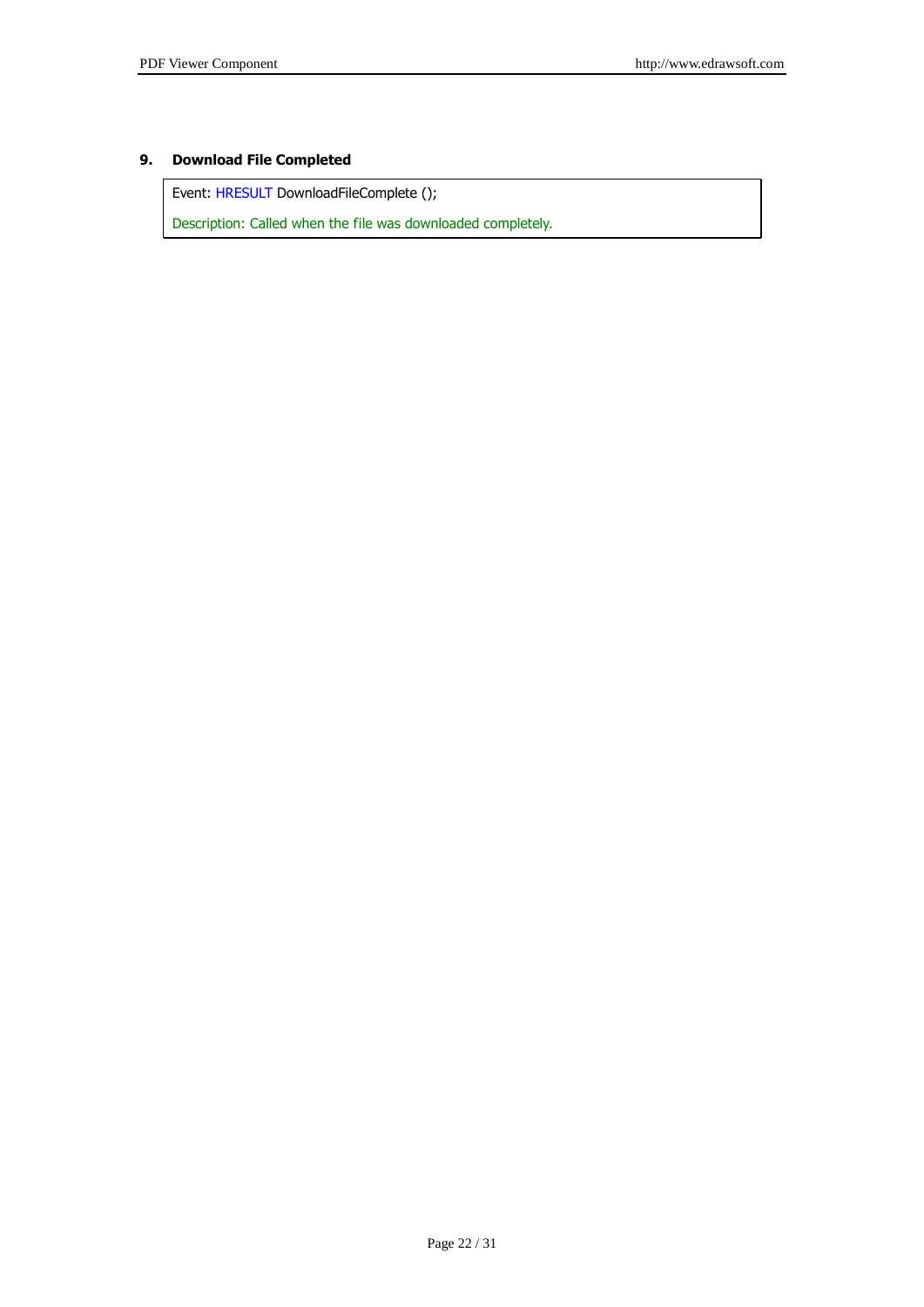## 9. Download File Completed

```
Event: HRESULT DownloadFileComplete ();
Description: Called when the file was downloaded completely.
```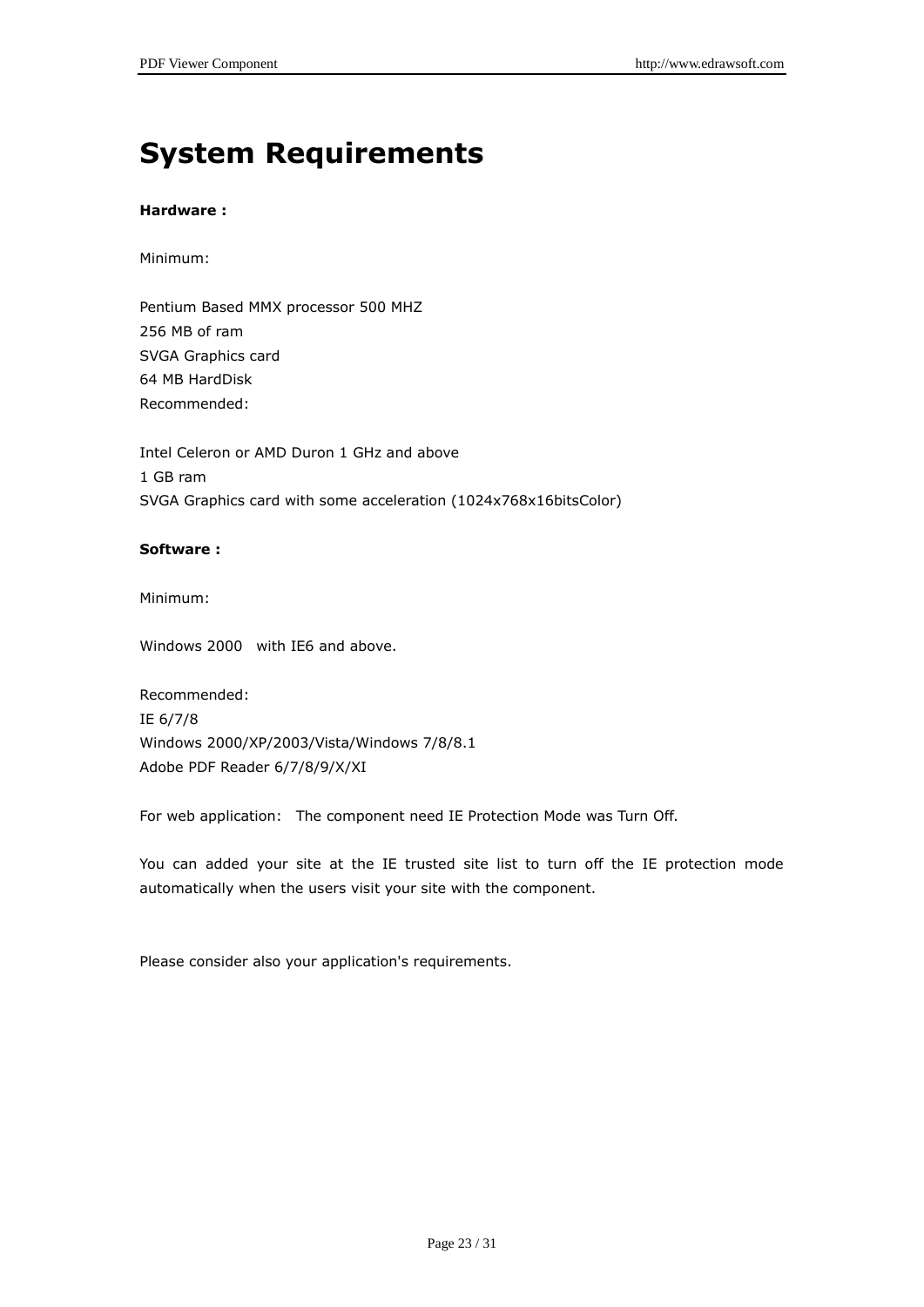# System Requirements

**Hardware :**

Minimum:

Pentium Based MMX processor 500 MHZ
256 MB of ram
SVGA Graphics card
64 MB HardDisk
Recommended:

Intel Celeron or AMD Duron 1 GHz and above
1 GB ram
SVGA Graphics card with some acceleration (1024x768x16bitsColor)

**Software :**

Minimum:

Windows 2000 with IE6 and above.

Recommended:
IE 6/7/8
Windows 2000/XP/2003/Vista/Windows 7/8/8.1
Adobe PDF Reader 6/7/8/9/X/XI

For web application: The component need IE Protection Mode was Turn Off.

You can added your site at the IE trusted site list to turn off the IE protection mode automatically when the users visit your site with the component.

Please consider also your application's requirements.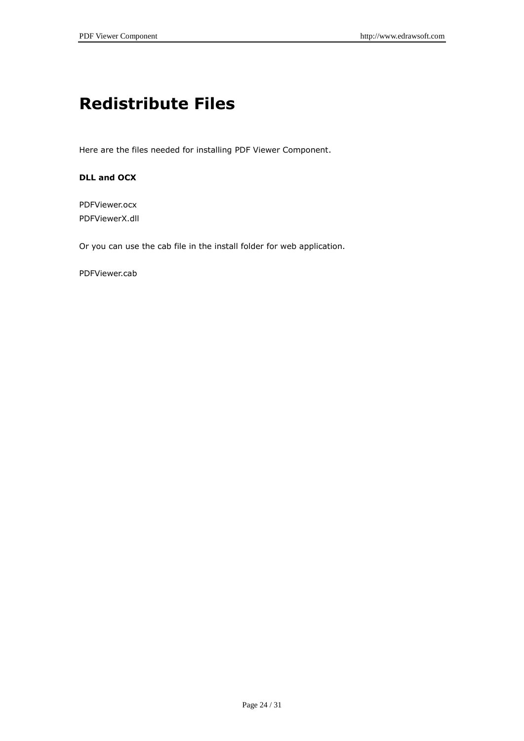# Redistribute Files

Here are the files needed for installing PDF Viewer Component.

**DLL and OCX**

PDFViewer.ocx  
PDFViewerX.dll

Or you can use the cab file in the install folder for web application.

PDFViewer.cab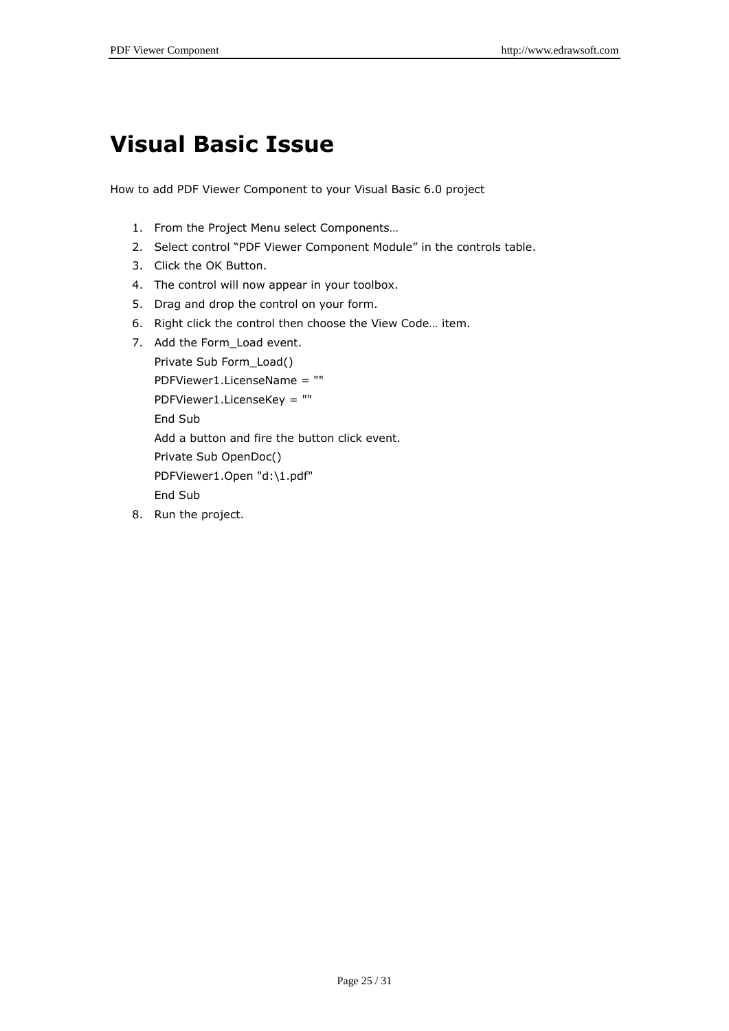# Visual Basic Issue

How to add PDF Viewer Component to your Visual Basic 6.0 project

1. From the Project Menu select Components…
2. Select control "PDF Viewer Component Module" in the controls table.
3. Click the OK Button.
4. The control will now appear in your toolbox.
5. Drag and drop the control on your form.
6. Right click the control then choose the View Code… item.
7. Add the Form_Load event.

   ```
   Private Sub Form_Load()
   PDFViewer1.LicenseName = ""
   PDFViewer1.LicenseKey = ""
   End Sub
   ```

   Add a button and fire the button click event.

   ```
   Private Sub OpenDoc()
   PDFViewer1.Open "d:\1.pdf"
   End Sub
   ```

8. Run the project.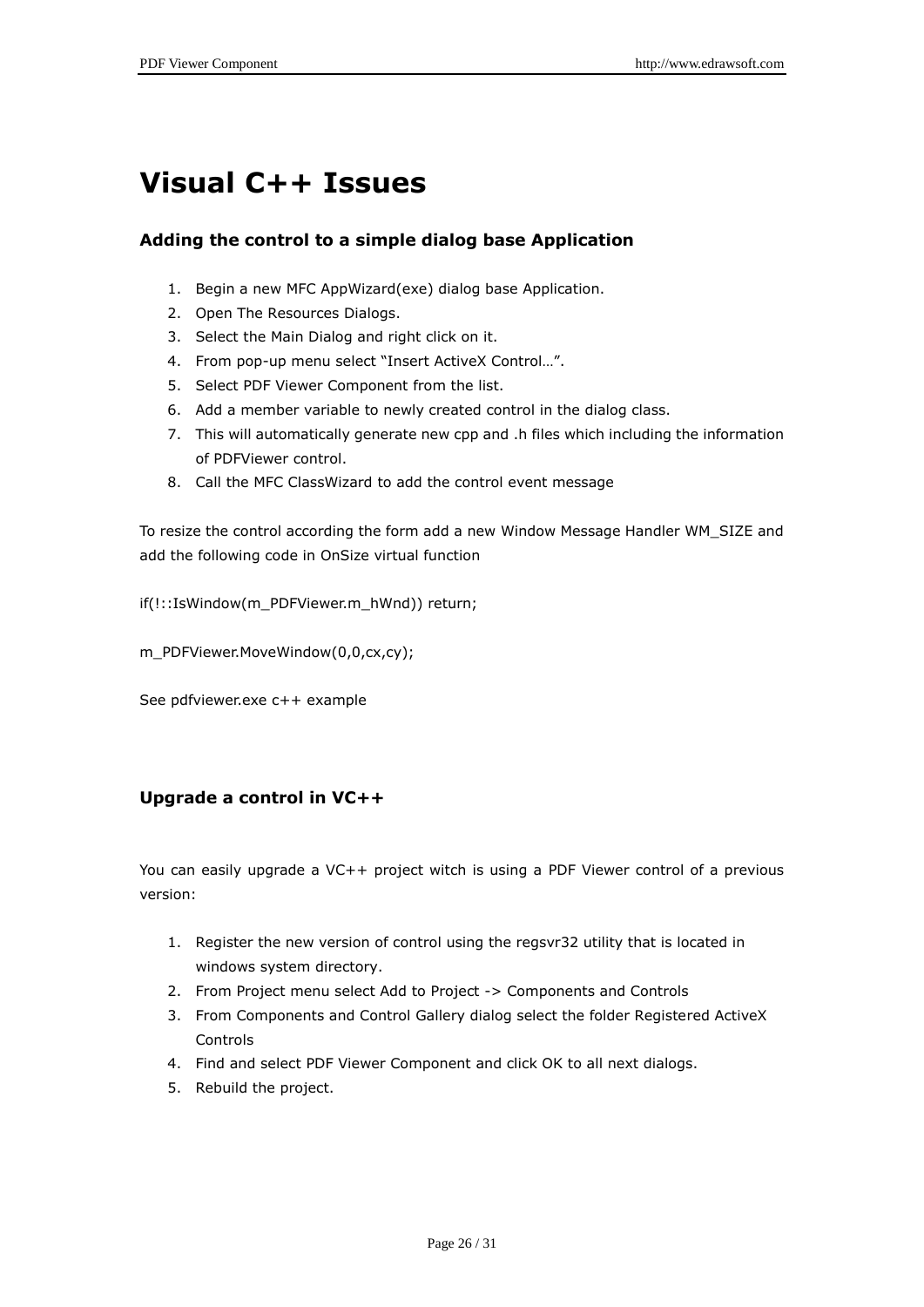# Visual C++ Issues

### Adding the control to a simple dialog base Application

1. Begin a new MFC AppWizard(exe) dialog base Application.
2. Open The Resources Dialogs.
3. Select the Main Dialog and right click on it.
4. From pop-up menu select “Insert ActiveX Control…”.
5. Select PDF Viewer Component from the list.
6. Add a member variable to newly created control in the dialog class.
7. This will automatically generate new cpp and .h files which including the information of PDFViewer control.
8. Call the MFC ClassWizard to add the control event message

To resize the control according the form add a new Window Message Handler WM_SIZE and add the following code in OnSize virtual function

```
if(!::IsWindow(m_PDFViewer.m_hWnd)) return;

m_PDFViewer.MoveWindow(0,0,cx,cy);
```

See pdfviewer.exe c++ example

### Upgrade a control in VC++

You can easily upgrade a VC++ project witch is using a PDF Viewer control of a previous version:

1. Register the new version of control using the regsvr32 utility that is located in windows system directory.
2. From Project menu select Add to Project -> Components and Controls
3. From Components and Control Gallery dialog select the folder Registered ActiveX Controls
4. Find and select PDF Viewer Component and click OK to all next dialogs.
5. Rebuild the project.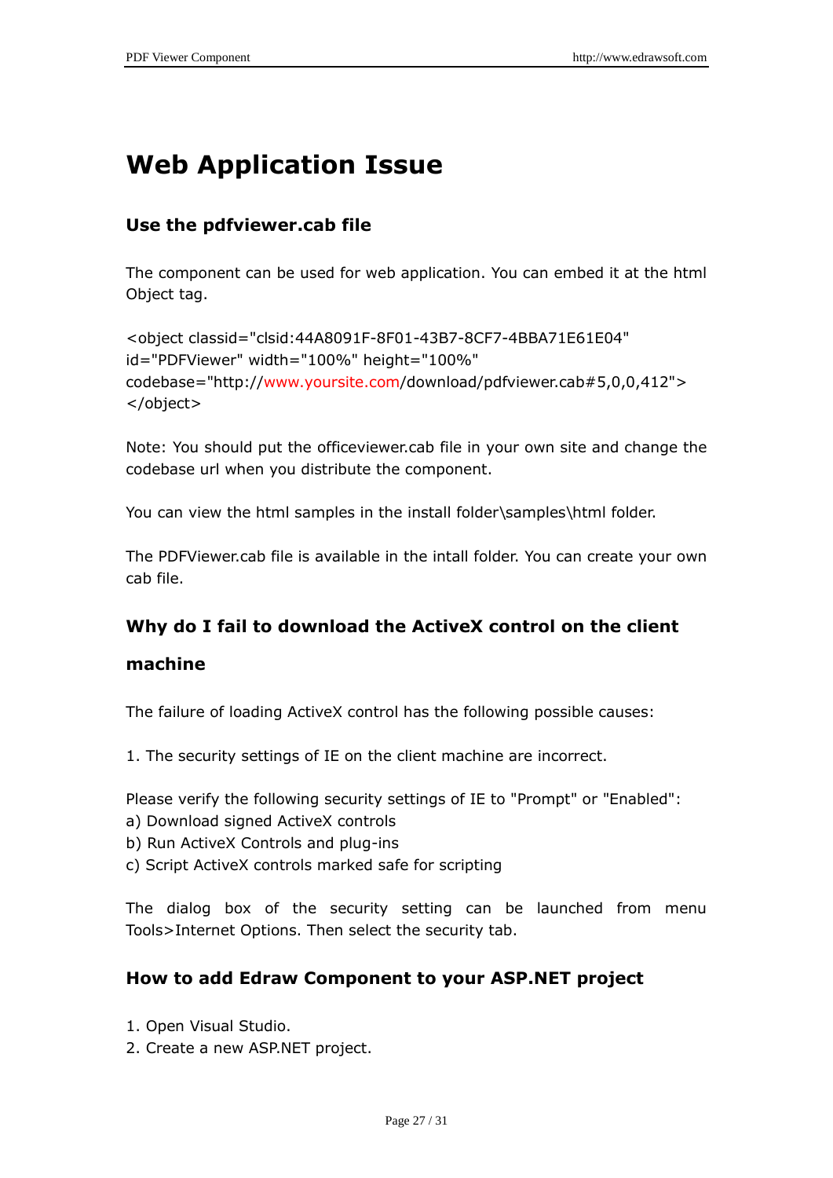# Web Application Issue

## Use the pdfviewer.cab file

The component can be used for web application. You can embed it at the html Object tag.

```
<object classid="clsid:44A8091F-8F01-43B7-8CF7-4BBA71E61E04"
id="PDFViewer" width="100%" height="100%"
codebase="http://www.yoursite.com/download/pdfviewer.cab#5,0,0,412">
</object>
```

Note: You should put the officeviewer.cab file in your own site and change the codebase url when you distribute the component.

You can view the html samples in the install folder\samples\html folder.

The PDFViewer.cab file is available in the intall folder. You can create your own cab file.

## Why do I fail to download the ActiveX control on the client machine

The failure of loading ActiveX control has the following possible causes:

1. The security settings of IE on the client machine are incorrect.

Please verify the following security settings of IE to "Prompt" or "Enabled":
a) Download signed ActiveX controls
b) Run ActiveX Controls and plug-ins
c) Script ActiveX controls marked safe for scripting

The dialog box of the security setting can be launched from menu Tools>Internet Options. Then select the security tab.

## How to add Edraw Component to your ASP.NET project

1. Open Visual Studio.
2. Create a new ASP.NET project.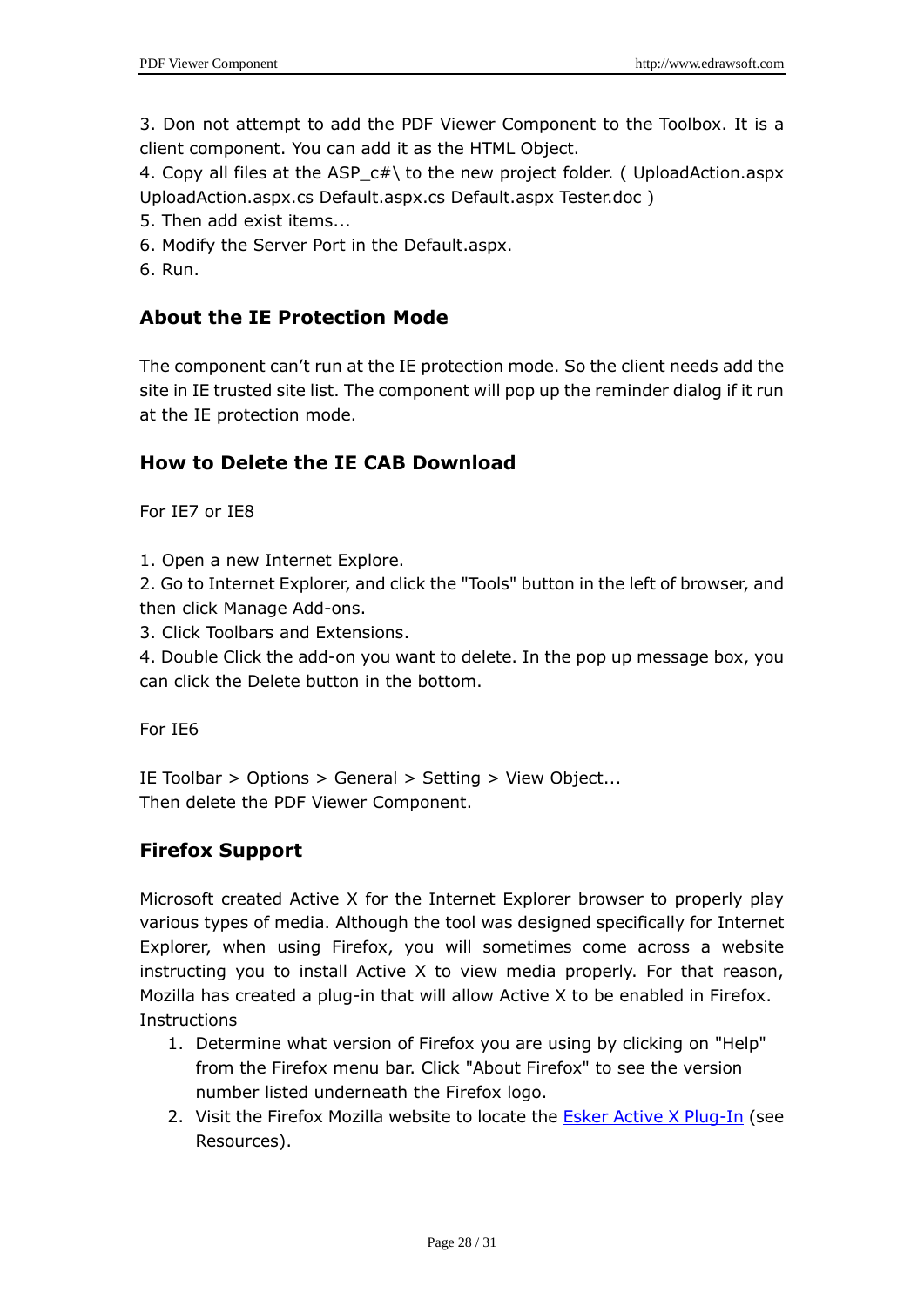3. Don not attempt to add the PDF Viewer Component to the Toolbox. It is a client component. You can add it as the HTML Object.

4. Copy all files at the ASP_c#\ to the new project folder. ( UploadAction.aspx UploadAction.aspx.cs Default.aspx.cs Default.aspx Tester.doc )

5. Then add exist items...

6. Modify the Server Port in the Default.aspx.

6. Run.

## About the IE Protection Mode

The component can't run at the IE protection mode. So the client needs add the site in IE trusted site list. The component will pop up the reminder dialog if it run at the IE protection mode.

## How to Delete the IE CAB Download

For IE7 or IE8

1. Open a new Internet Explore.
2. Go to Internet Explorer, and click the "Tools" button in the left of browser, and then click Manage Add-ons.
3. Click Toolbars and Extensions.
4. Double Click the add-on you want to delete. In the pop up message box, you can click the Delete button in the bottom.

For IE6

IE Toolbar > Options > General > Setting > View Object...
Then delete the PDF Viewer Component.

## Firefox Support

Microsoft created Active X for the Internet Explorer browser to properly play various types of media. Although the tool was designed specifically for Internet Explorer, when using Firefox, you will sometimes come across a website instructing you to install Active X to view media properly. For that reason, Mozilla has created a plug-in that will allow Active X to be enabled in Firefox.
Instructions

1. Determine what version of Firefox you are using by clicking on "Help" from the Firefox menu bar. Click "About Firefox" to see the version number listed underneath the Firefox logo.
2. Visit the Firefox Mozilla website to locate the Esker Active X Plug-In (see Resources).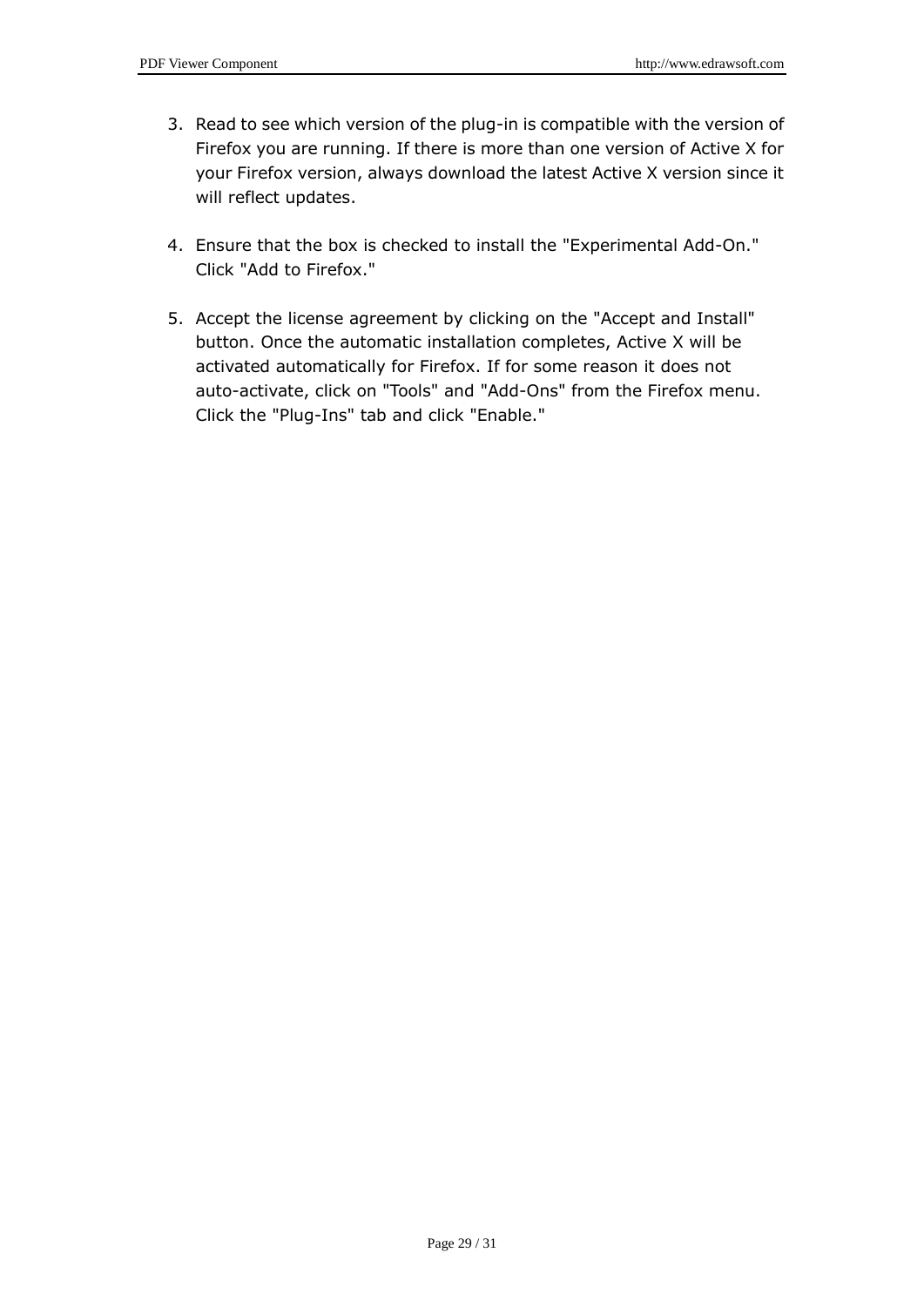3. Read to see which version of the plug-in is compatible with the version of Firefox you are running. If there is more than one version of Active X for your Firefox version, always download the latest Active X version since it will reflect updates.

4. Ensure that the box is checked to install the "Experimental Add-On." Click "Add to Firefox."

5. Accept the license agreement by clicking on the "Accept and Install" button. Once the automatic installation completes, Active X will be activated automatically for Firefox. If for some reason it does not auto-activate, click on "Tools" and "Add-Ons" from the Firefox menu. Click the "Plug-Ins" tab and click "Enable."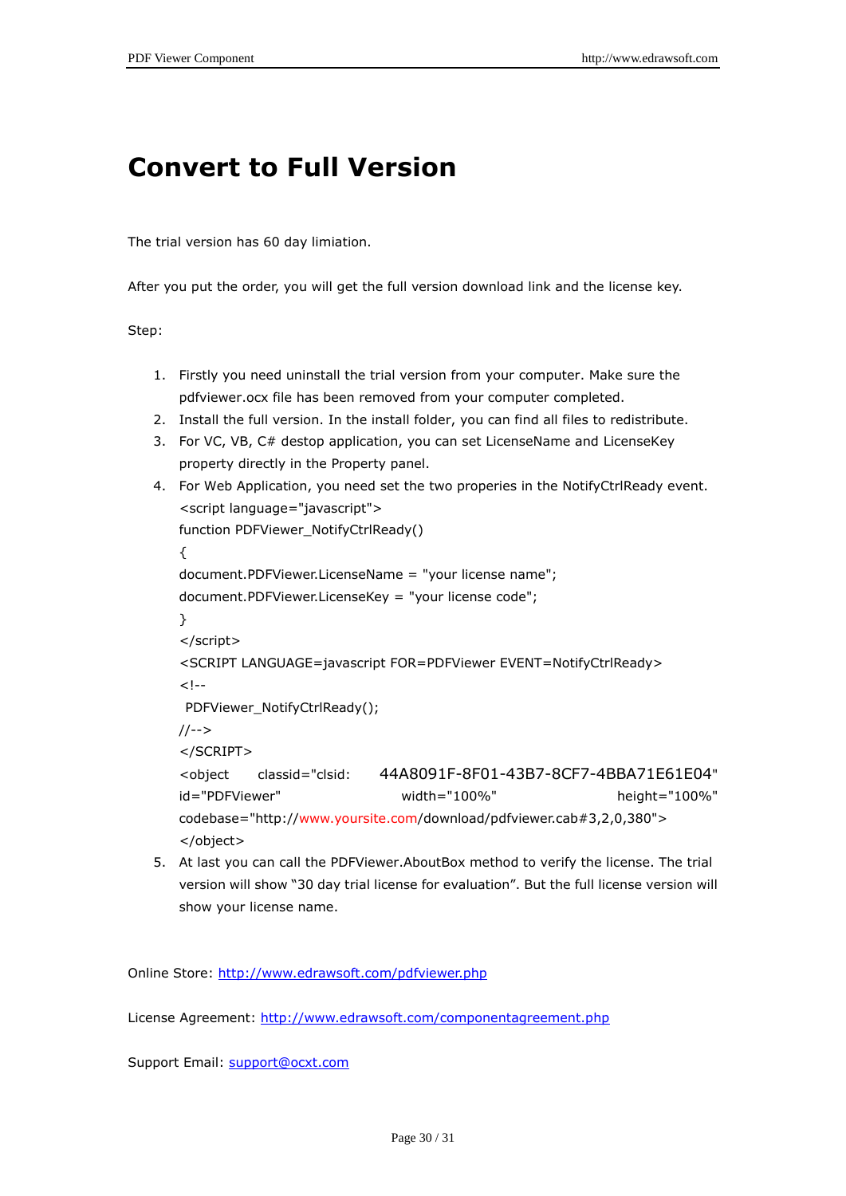# Convert to Full Version

The trial version has 60 day limiation.

After you put the order, you will get the full version download link and the license key.

Step:

1. Firstly you need uninstall the trial version from your computer. Make sure the pdfviewer.ocx file has been removed from your computer completed.
2. Install the full version. In the install folder, you can find all files to redistribute.
3. For VC, VB, C# destop application, you can set LicenseName and LicenseKey property directly in the Property panel.
4. For Web Application, you need set the two properies in the NotifyCtrlReady event.

```
<script language="javascript">
function PDFViewer_NotifyCtrlReady()
{
document.PDFViewer.LicenseName = "your license name";
document.PDFViewer.LicenseKey = "your license code";
}
</script>
<SCRIPT LANGUAGE=javascript FOR=PDFViewer EVENT=NotifyCtrlReady>
<!--
 PDFViewer_NotifyCtrlReady();
//-->
</SCRIPT>
<object classid="clsid: 44A8091F-8F01-43B7-8CF7-4BBA71E61E04" id="PDFViewer" width="100%" height="100%" codebase="http://www.yoursite.com/download/pdfviewer.cab#3,2,0,380">
</object>
```

5. At last you can call the PDFViewer.AboutBox method to verify the license. The trial version will show "30 day trial license for evaluation". But the full license version will show your license name.

Online Store: http://www.edrawsoft.com/pdfviewer.php

License Agreement: http://www.edrawsoft.com/componentagreement.php

Support Email: support@ocxt.com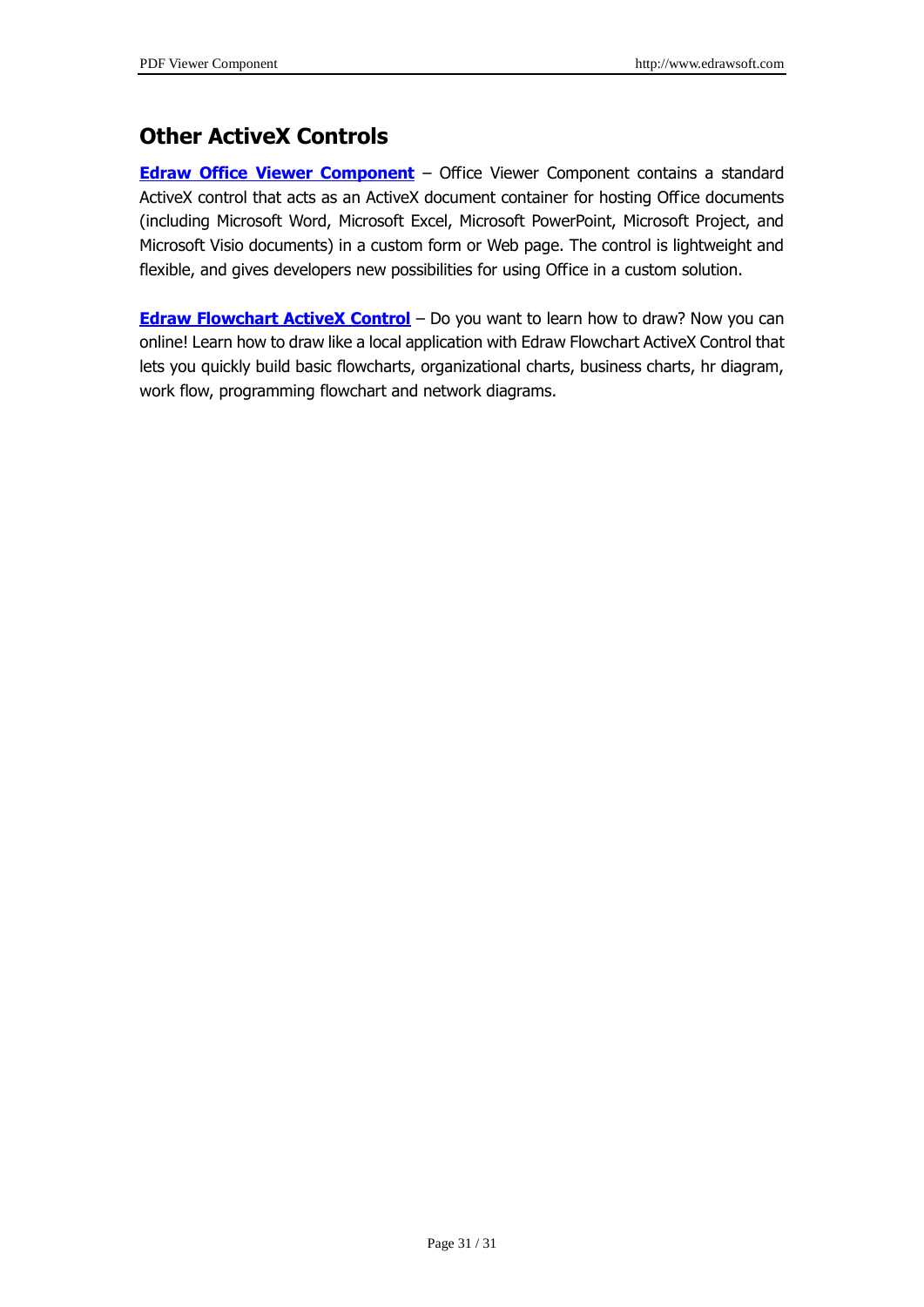## Other ActiveX Controls

**Edraw Office Viewer Component** – Office Viewer Component contains a standard ActiveX control that acts as an ActiveX document container for hosting Office documents (including Microsoft Word, Microsoft Excel, Microsoft PowerPoint, Microsoft Project, and Microsoft Visio documents) in a custom form or Web page. The control is lightweight and flexible, and gives developers new possibilities for using Office in a custom solution.

**Edraw Flowchart ActiveX Control** – Do you want to learn how to draw? Now you can online! Learn how to draw like a local application with Edraw Flowchart ActiveX Control that lets you quickly build basic flowcharts, organizational charts, business charts, hr diagram, work flow, programming flowchart and network diagrams.